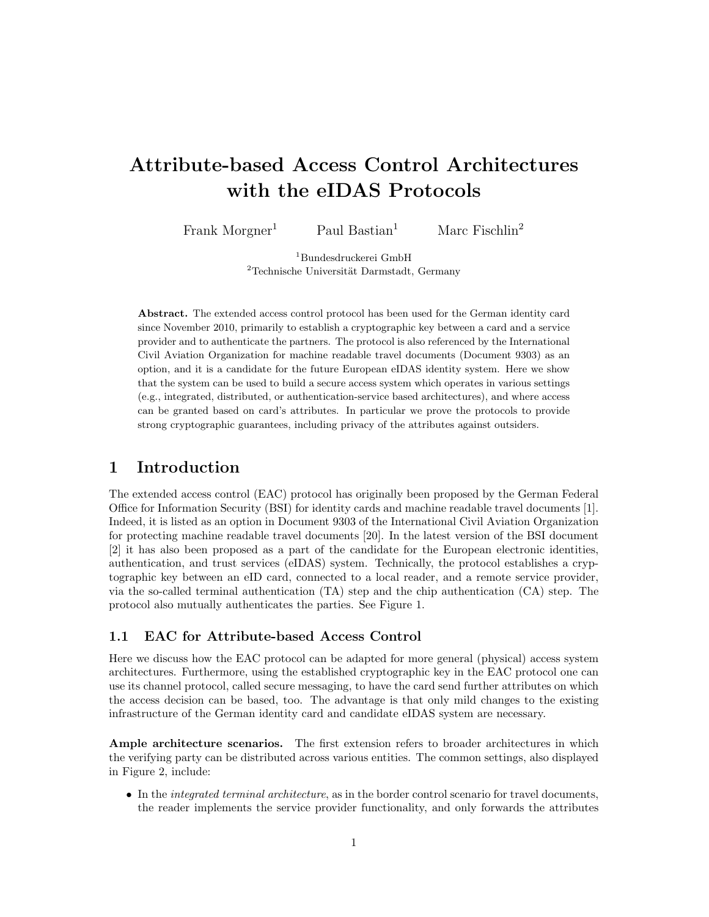# Attribute-based Access Control Architectures with the eIDAS Protocols

Frank Morgner[1] Paul Bastian[1] Marc Fischlin[2]

[1]Bundesdruckerei GmbH
[2]Technische Universität Darmstadt, Germany

**Abstract.** The extended access control protocol has been used for the German identity card since November 2010, primarily to establish a cryptographic key between a card and a service provider and to authenticate the partners. The protocol is also referenced by the International Civil Aviation Organization for machine readable travel documents (Document 9303) as an option, and it is a candidate for the future European eIDAS identity system. Here we show that the system can be used to build a secure access system which operates in various settings (e.g., integrated, distributed, or authentication-service based architectures), and where access can be granted based on card's attributes. In particular we prove the protocols to provide strong cryptographic guarantees, including privacy of the attributes against outsiders.

## 1 Introduction

The extended access control (EAC) protocol has originally been proposed by the German Federal Office for Information Security (BSI) for identity cards and machine readable travel documents [1]. Indeed, it is listed as an option in Document 9303 of the International Civil Aviation Organization for protecting machine readable travel documents [20]. In the latest version of the BSI document [2] it has also been proposed as a part of the candidate for the European electronic identities, authentication, and trust services (eIDAS) system. Technically, the protocol establishes a cryptographic key between an eID card, connected to a local reader, and a remote service provider, via the so-called terminal authentication (TA) step and the chip authentication (CA) step. The protocol also mutually authenticates the parties. See Figure 1.

### 1.1 EAC for Attribute-based Access Control

Here we discuss how the EAC protocol can be adapted for more general (physical) access system architectures. Furthermore, using the established cryptographic key in the EAC protocol one can use its channel protocol, called secure messaging, to have the card send further attributes on which the access decision can be based, too. The advantage is that only mild changes to the existing infrastructure of the German identity card and candidate eIDAS system are necessary.

**Ample architecture scenarios.** The first extension refers to broader architectures in which the verifying party can be distributed across various entities. The common settings, also displayed in Figure 2, include:

- In the *integrated terminal architecture*, as in the border control scenario for travel documents, the reader implements the service provider functionality, and only forwards the attributes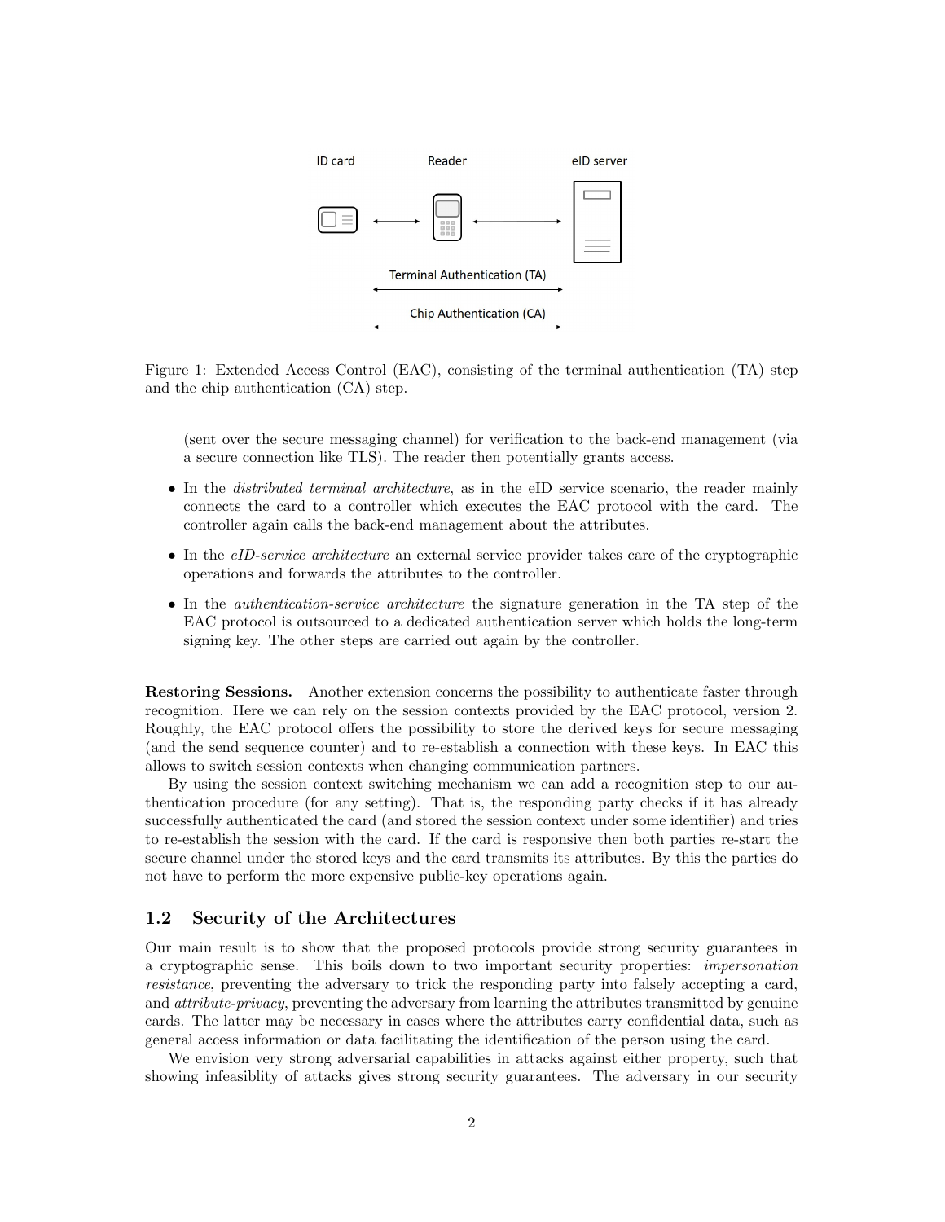ID card

Reader

eID server

Terminal Authentication (TA)

Chip Authentication (CA)

Figure 1: Extended Access Control (EAC), consisting of the terminal authentication (TA) step and the chip authentication (CA) step.

(sent over the secure messaging channel) for verification to the back-end management (via a secure connection like TLS). The reader then potentially grants access.

- In the *distributed terminal architecture*, as in the eID service scenario, the reader mainly connects the card to a controller which executes the EAC protocol with the card. The controller again calls the back-end management about the attributes.
- In the *eID-service architecture* an external service provider takes care of the cryptographic operations and forwards the attributes to the controller.
- In the *authentication-service architecture* the signature generation in the TA step of the EAC protocol is outsourced to a dedicated authentication server which holds the long-term signing key. The other steps are carried out again by the controller.

**Restoring Sessions.** Another extension concerns the possibility to authenticate faster through recognition. Here we can rely on the session contexts provided by the EAC protocol, version 2. Roughly, the EAC protocol offers the possibility to store the derived keys for secure messaging (and the send sequence counter) and to re-establish a connection with these keys. In EAC this allows to switch session contexts when changing communication partners.

By using the session context switching mechanism we can add a recognition step to our authentication procedure (for any setting). That is, the responding party checks if it has already successfully authenticated the card (and stored the session context under some identifier) and tries to re-establish the session with the card. If the card is responsive then both parties re-start the secure channel under the stored keys and the card transmits its attributes. By this the parties do not have to perform the more expensive public-key operations again.

## 1.2 Security of the Architectures

Our main result is to show that the proposed protocols provide strong security guarantees in a cryptographic sense. This boils down to two important security properties: *impersonation resistance*, preventing the adversary to trick the responding party into falsely accepting a card, and *attribute-privacy*, preventing the adversary from learning the attributes transmitted by genuine cards. The latter may be necessary in cases where the attributes carry confidential data, such as general access information or data facilitating the identification of the person using the card.

We envision very strong adversarial capabilities in attacks against either property, such that showing infeasiblity of attacks gives strong security guarantees. The adversary in our security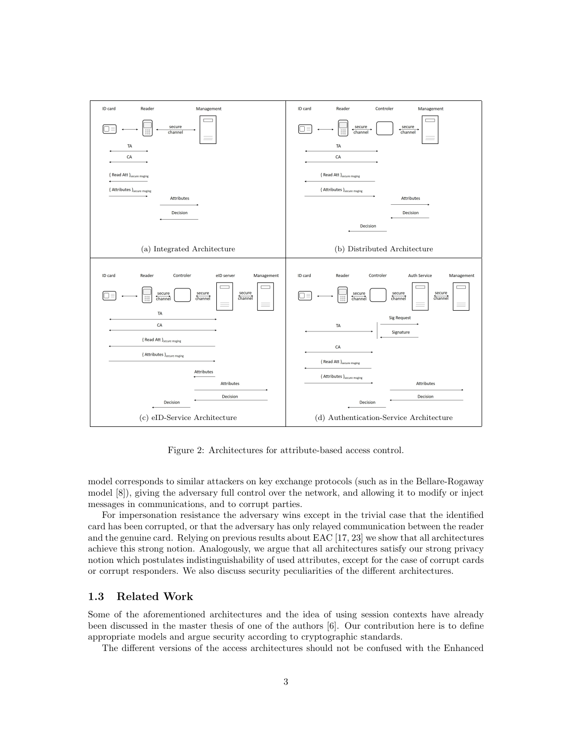Figure 2: Architectures for attribute-based access control.

model corresponds to similar attackers on key exchange protocols (such as in the Bellare-Rogaway model [8]), giving the adversary full control over the network, and allowing it to modify or inject messages in communications, and to corrupt parties.

For impersonation resistance the adversary wins except in the trivial case that the identified card has been corrupted, or that the adversary has only relayed communication between the reader and the genuine card. Relying on previous results about EAC [17, 23] we show that all architectures achieve this strong notion. Analogously, we argue that all architectures satisfy our strong privacy notion which postulates indistinguishability of used attributes, except for the case of corrupt cards or corrupt responders. We also discuss security peculiarities of the different architectures.

### 1.3 Related Work

Some of the aforementioned architectures and the idea of using session contexts have already been discussed in the master thesis of one of the authors [6]. Our contribution here is to define appropriate models and argue security according to cryptographic standards.

The different versions of the access architectures should not be confused with the Enhanced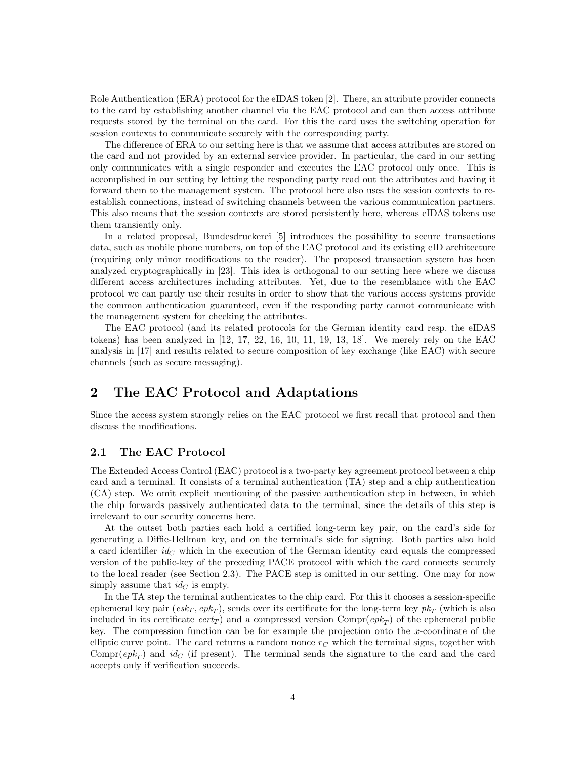Role Authentication (ERA) protocol for the eIDAS token [2]. There, an attribute provider connects to the card by establishing another channel via the EAC protocol and can then access attribute requests stored by the terminal on the card. For this the card uses the switching operation for session contexts to communicate securely with the corresponding party.

The difference of ERA to our setting here is that we assume that access attributes are stored on the card and not provided by an external service provider. In particular, the card in our setting only communicates with a single responder and executes the EAC protocol only once. This is accomplished in our setting by letting the responding party read out the attributes and having it forward them to the management system. The protocol here also uses the session contexts to re-establish connections, instead of switching channels between the various communication partners. This also means that the session contexts are stored persistently here, whereas eIDAS tokens use them transiently only.

In a related proposal, Bundesdruckerei [5] introduces the possibility to secure transactions data, such as mobile phone numbers, on top of the EAC protocol and its existing eID architecture (requiring only minor modifications to the reader). The proposed transaction system has been analyzed cryptographically in [23]. This idea is orthogonal to our setting here where we discuss different access architectures including attributes. Yet, due to the resemblance with the EAC protocol we can partly use their results in order to show that the various access systems provide the common authentication guaranteed, even if the responding party cannot communicate with the management system for checking the attributes.

The EAC protocol (and its related protocols for the German identity card resp. the eIDAS tokens) has been analyzed in [12, 17, 22, 16, 10, 11, 19, 13, 18]. We merely rely on the EAC analysis in [17] and results related to secure composition of key exchange (like EAC) with secure channels (such as secure messaging).

# 2 The EAC Protocol and Adaptations

Since the access system strongly relies on the EAC protocol we first recall that protocol and then discuss the modifications.

## 2.1 The EAC Protocol

The Extended Access Control (EAC) protocol is a two-party key agreement protocol between a chip card and a terminal. It consists of a terminal authentication (TA) step and a chip authentication (CA) step. We omit explicit mentioning of the passive authentication step in between, in which the chip forwards passively authenticated data to the terminal, since the details of this step is irrelevant to our security concerns here.

At the outset both parties each hold a certified long-term key pair, on the card's side for generating a Diffie-Hellman key, and on the terminal's side for signing. Both parties also hold a card identifier $id_C$ which in the execution of the German identity card equals the compressed version of the public-key of the preceding PACE protocol with which the card connects securely to the local reader (see Section 2.3). The PACE step is omitted in our setting. One may for now simply assume that $id_C$ is empty.

In the TA step the terminal authenticates to the chip card. For this it chooses a session-specific ephemeral key pair $(esk_T, epk_T)$, sends over its certificate for the long-term key $pk_T$ (which is also included in its certificate $cert_T$) and a compressed version $\text{Compr}(epk_T)$ of the ephemeral public key. The compression function can be for example the projection onto the $x$-coordinate of the elliptic curve point. The card returns a random nonce $r_C$ which the terminal signs, together with $\text{Compr}(epk_T)$ and $id_C$ (if present). The terminal sends the signature to the card and the card accepts only if verification succeeds.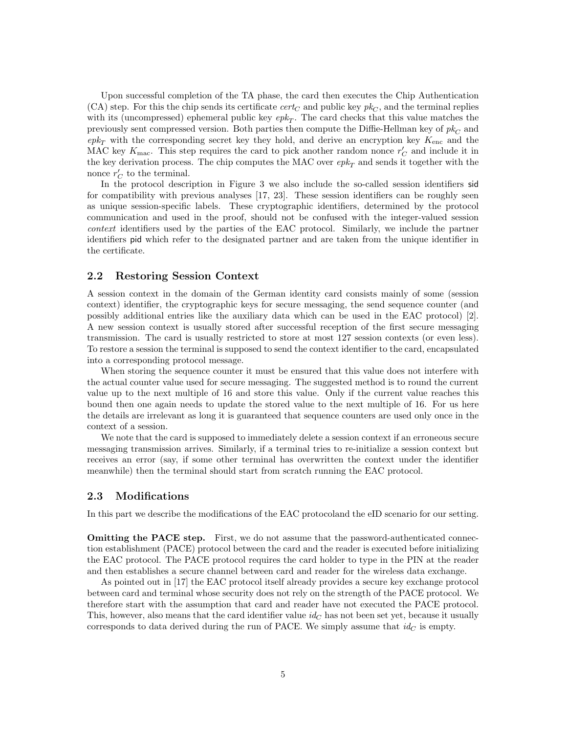Upon successful completion of the TA phase, the card then executes the Chip Authentication (CA) step. For this the chip sends its certificate $cert_C$ and public key $pk_C$, and the terminal replies with its (uncompressed) ephemeral public key $epk_T$. The card checks that this value matches the previously sent compressed version. Both parties then compute the Diffie-Hellman key of $pk_C$ and $epk_T$ with the corresponding secret key they hold, and derive an encryption key $K_{\mathrm{enc}}$ and the MAC key $K_{\mathrm{mac}}$. This step requires the card to pick another random nonce $r'_C$ and include it in the key derivation process. The chip computes the MAC over $epk_T$ and sends it together with the nonce $r'_C$ to the terminal.

In the protocol description in Figure 3 we also include the so-called session identifiers sid for compatibility with previous analyses [17, 23]. These session identifiers can be roughly seen as unique session-specific labels. These cryptographic identifiers, determined by the protocol communication and used in the proof, should not be confused with the integer-valued session *context* identifiers used by the parties of the EAC protocol. Similarly, we include the partner identifiers pid which refer to the designated partner and are taken from the unique identifier in the certificate.

## 2.2 Restoring Session Context

A session context in the domain of the German identity card consists mainly of some (session context) identifier, the cryptographic keys for secure messaging, the send sequence counter (and possibly additional entries like the auxiliary data which can be used in the EAC protocol) [2]. A new session context is usually stored after successful reception of the first secure messaging transmission. The card is usually restricted to store at most 127 session contexts (or even less). To restore a session the terminal is supposed to send the context identifier to the card, encapsulated into a corresponding protocol message.

When storing the sequence counter it must be ensured that this value does not interfere with the actual counter value used for secure messaging. The suggested method is to round the current value up to the next multiple of 16 and store this value. Only if the current value reaches this bound then one again needs to update the stored value to the next multiple of 16. For us here the details are irrelevant as long it is guaranteed that sequence counters are used only once in the context of a session.

We note that the card is supposed to immediately delete a session context if an erroneous secure messaging transmission arrives. Similarly, if a terminal tries to re-initialize a session context but receives an error (say, if some other terminal has overwritten the context under the identifier meanwhile) then the terminal should start from scratch running the EAC protocol.

## 2.3 Modifications

In this part we describe the modifications of the EAC protocoland the eID scenario for our setting.

**Omitting the PACE step.** First, we do not assume that the password-authenticated connection establishment (PACE) protocol between the card and the reader is executed before initializing the EAC protocol. The PACE protocol requires the card holder to type in the PIN at the reader and then establishes a secure channel between card and reader for the wireless data exchange.

As pointed out in [17] the EAC protocol itself already provides a secure key exchange protocol between card and terminal whose security does not rely on the strength of the PACE protocol. We therefore start with the assumption that card and reader have not executed the PACE protocol. This, however, also means that the card identifier value $id_C$ has not been set yet, because it usually corresponds to data derived during the run of PACE. We simply assume that $id_C$ is empty.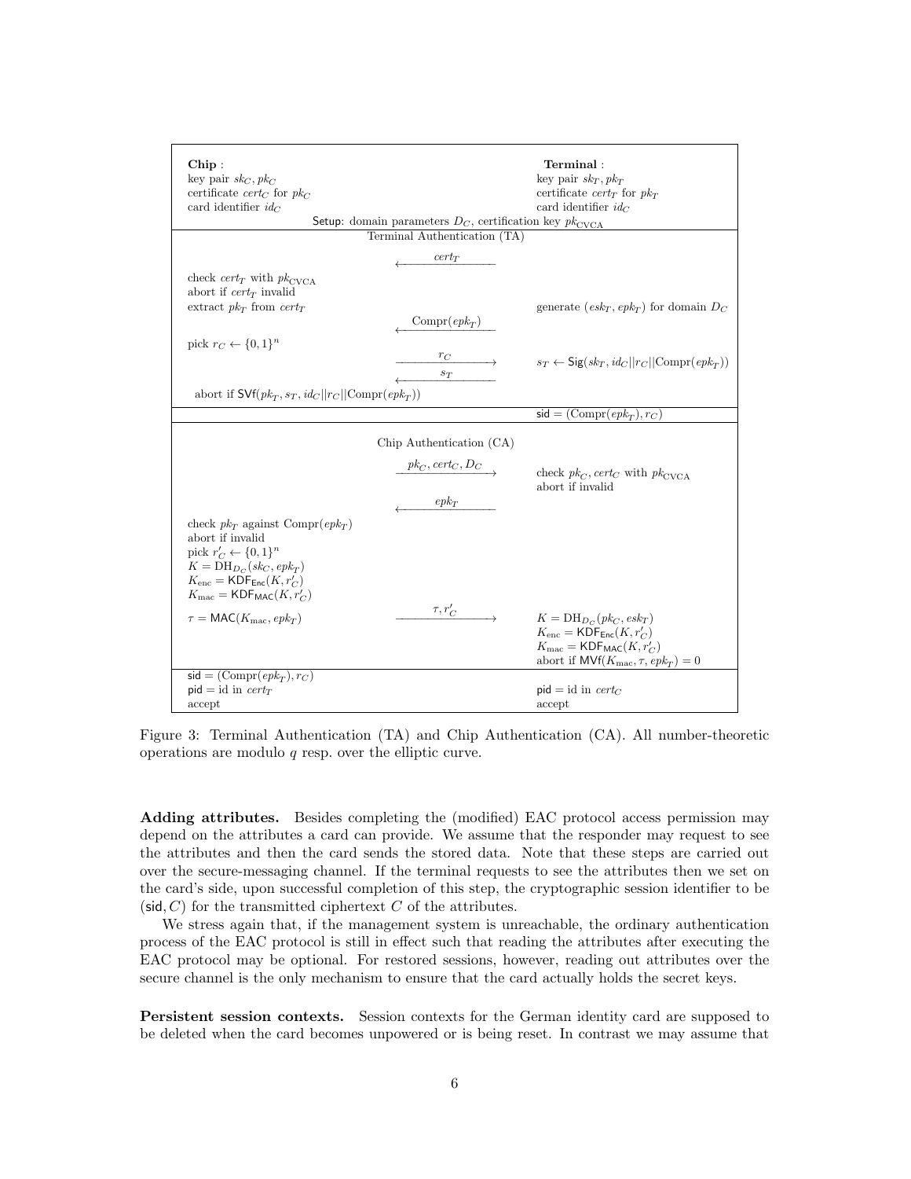| **Chip**: | | **Terminal**: |
|---|---|---|
| key pair $sk_C, pk_C$ | | key pair $sk_T, pk_T$ |
| certificate $cert_C$ for $pk_C$ | | certificate $cert_T$ for $pk_T$ |
| card identifier $id_C$ | | card identifier $id_C$ |
| | Setup: domain parameters $D_C$, certification key $pk_{\text{CVCA}}$ | |
| | Terminal Authentication (TA) | |
| | $\xleftarrow{cert_T}$ | |
| check $cert_T$ with $pk_{\text{CVCA}}$ | | |
| abort if $cert_T$ invalid | | |
| extract $pk_T$ from $cert_T$ | | generate $(esk_T, epk_T)$ for domain $D_C$ |
| | $\xleftarrow{\text{Compr}(epk_T)}$ | |
| pick $r_C \leftarrow \{0,1\}^n$ | | |
| | $\xrightarrow{r_C}$ | $s_T \leftarrow \mathsf{Sig}(sk_T, id_C\|\|r_C\|\|\text{Compr}(epk_T))$ |
| | $\xleftarrow{s_T}$ | |
| abort if $\mathsf{SVf}(pk_T, s_T, id_C\|\|r_C\|\|\text{Compr}(epk_T))$ | | |
| | | $\mathsf{sid} = (\text{Compr}(epk_T), r_C)$ |
| | Chip Authentication (CA) | |
| | $\xrightarrow{pk_C, cert_C, D_C}$ | check $pk_C, cert_C$ with $pk_{\text{CVCA}}$ |
| | | abort if invalid |
| | $\xleftarrow{epk_T}$ | |
| check $pk_T$ against $\text{Compr}(epk_T)$ | | |
| abort if invalid | | |
| pick $r'_C \leftarrow \{0,1\}^n$ | | |
| $K = \text{DH}_{D_C}(sk_C, epk_T)$ | | |
| $K_{\text{enc}} = \mathsf{KDF}_{\mathsf{Enc}}(K, r'_C)$ | | |
| $K_{\text{mac}} = \mathsf{KDF}_{\mathsf{MAC}}(K, r'_C)$ | | |
| $\tau = \mathsf{MAC}(K_{\text{mac}}, epk_T)$ | $\xrightarrow{\tau, r'_C}$ | $K = \text{DH}_{D_C}(pk_C, esk_T)$ |
| | | $K_{\text{enc}} = \mathsf{KDF}_{\mathsf{Enc}}(K, r'_C)$ |
| | | $K_{\text{mac}} = \mathsf{KDF}_{\mathsf{MAC}}(K, r'_C)$ |
| | | abort if $\mathsf{MVf}(K_{\text{mac}}, \tau, epk_T) = 0$ |
| $\mathsf{sid} = (\text{Compr}(epk_T), r_C)$ | | |
| $\mathsf{pid}$ = id in $cert_T$ | | $\mathsf{pid}$ = id in $cert_C$ |
| accept | | accept |

Figure 3: Terminal Authentication (TA) and Chip Authentication (CA). All number-theoretic operations are modulo $q$ resp. over the elliptic curve.

**Adding attributes.** Besides completing the (modified) EAC protocol access permission may depend on the attributes a card can provide. We assume that the responder may request to see the attributes and then the card sends the stored data. Note that these steps are carried out over the secure-messaging channel. If the terminal requests to see the attributes then we set on the card's side, upon successful completion of this step, the cryptographic session identifier to be $(\mathsf{sid}, C)$ for the transmitted ciphertext $C$ of the attributes.

We stress again that, if the management system is unreachable, the ordinary authentication process of the EAC protocol is still in effect such that reading the attributes after executing the EAC protocol may be optional. For restored sessions, however, reading out attributes over the secure channel is the only mechanism to ensure that the card actually holds the secret keys.

**Persistent session contexts.** Session contexts for the German identity card are supposed to be deleted when the card becomes unpowered or is being reset. In contrast we may assume that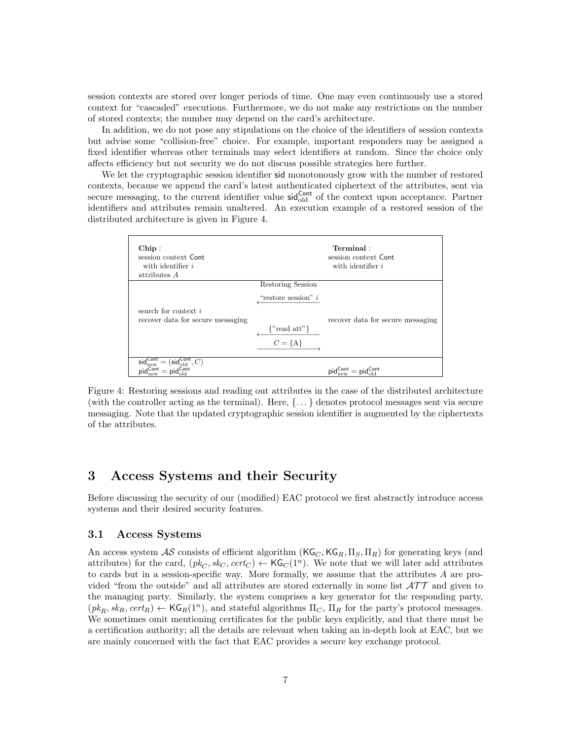session contexts are stored over longer periods of time. One may even continuously use a stored context for "cascaded" executions. Furthermore, we do not make any restrictions on the number of stored contexts; the number may depend on the card's architecture.

In addition, we do not pose any stipulations on the choice of the identifiers of session contexts but advise some "collision-free" choice. For example, important responders may be assigned a fixed identifier whereas other terminals may select identifiers at random. Since the choice only affects efficiency but not security we do not discuss possible strategies here further.

We let the cryptographic session identifier $\mathsf{sid}$ monotonously grow with the number of restored contexts, because we append the card's latest authenticated ciphertext of the attributes, sent via secure messaging, to the current identifier value $\mathsf{sid}_{\text{old}}^{\mathsf{Cont}}$ of the context upon acceptance. Partner identifiers and attributes remain unaltered. An execution example of a restored session of the distributed architecture is given in Figure 4.

| **Chip**:<br>session context $\mathsf{Cont}$<br>with identifier $i$<br>attributes $A$ | | **Terminal**:<br>session context $\mathsf{Cont}$<br>with identifier $i$ |
|---|---|---|
| | Restoring Session | |
| | $\xleftarrow{\text{“restore session” } i}$ | |
| search for context $i$<br>recover data for secure messaging | | recover data for secure messaging |
| | $\xleftarrow{\{\text{”read att”}\}}$ | |
| | $\xrightarrow{C = \{\text{A}\}}$ | |
| $\mathsf{sid}_{\text{new}}^{\mathsf{Cont}} = (\mathsf{sid}_{\text{old}}^{\mathsf{Cont}}, C)$<br>$\mathsf{pid}_{\text{new}}^{\mathsf{Cont}} = \mathsf{pid}_{\text{old}}^{\mathsf{Cont}}$ | | $\mathsf{pid}_{\text{new}}^{\mathsf{Cont}} = \mathsf{pid}_{\text{old}}^{\mathsf{Cont}}$ |

Figure 4: Restoring sessions and reading out attributes in the case of the distributed architecture (with the controller acting as the terminal). Here, $\{\dots\}$ denotes protocol messages sent via secure messaging. Note that the updated cryptographic session identifier is augmented by the ciphertexts of the attributes.

# 3 Access Systems and their Security

Before discussing the security of our (modified) EAC protocol we first abstractly introduce access systems and their desired security features.

## 3.1 Access Systems

An access system $\mathcal{AS}$ consists of efficient algorithm $(\mathsf{KG}_C, \mathsf{KG}_R, \Pi_S, \Pi_R)$ for generating keys (and attributes) for the card, $(pk_C, sk_C, cert_C) \leftarrow \mathsf{KG}_C(1^n)$. We note that we will later add attributes to cards but in a session-specific way. More formally, we assume that the attributes $A$ are provided "from the outside" and all attributes are stored externally in some list $\mathcal{ATT}$ and given to the managing party. Similarly, the system comprises a key generator for the responding party, $(pk_R, sk_R, cert_R) \leftarrow \mathsf{KG}_R(1^n)$, and stateful algorithms $\Pi_C$, $\Pi_R$ for the party's protocol messages. We sometimes omit mentioning certificates for the public keys explicitly, and that there must be a certification authority; all the details are relevant when taking an in-depth look at EAC, but we are mainly concerned with the fact that EAC provides a secure key exchange protocol.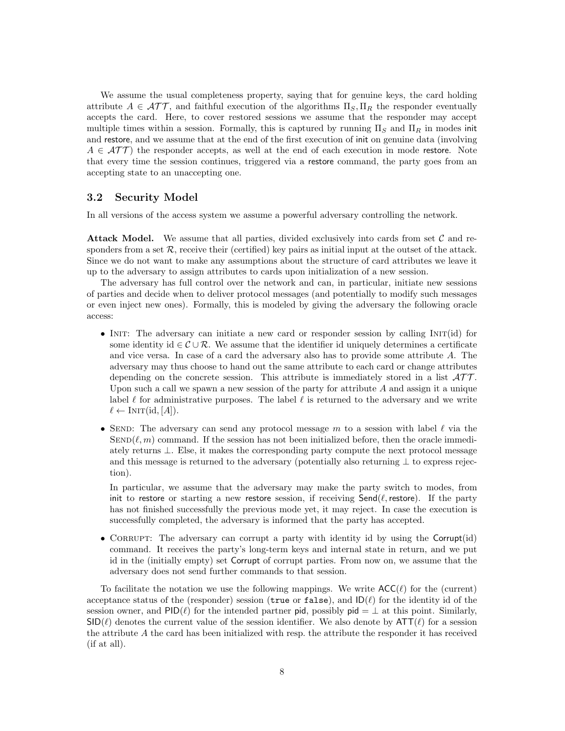We assume the usual completeness property, saying that for genuine keys, the card holding attribute $A \in \mathcal{ATT}$, and faithful execution of the algorithms $\Pi_S, \Pi_R$ the responder eventually accepts the card. Here, to cover restored sessions we assume that the responder may accept multiple times within a session. Formally, this is captured by running $\Pi_S$ and $\Pi_R$ in modes init and restore, and we assume that at the end of the first execution of init on genuine data (involving $A \in \mathcal{ATT}$) the responder accepts, as well at the end of each execution in mode restore. Note that every time the session continues, triggered via a restore command, the party goes from an accepting state to an unaccepting one.

## 3.2 Security Model

In all versions of the access system we assume a powerful adversary controlling the network.

**Attack Model.** We assume that all parties, divided exclusively into cards from set $\mathcal{C}$ and responders from a set $\mathcal{R}$, receive their (certified) key pairs as initial input at the outset of the attack. Since we do not want to make any assumptions about the structure of card attributes we leave it up to the adversary to assign attributes to cards upon initialization of a new session.

The adversary has full control over the network and can, in particular, initiate new sessions of parties and decide when to deliver protocol messages (and potentially to modify such messages or even inject new ones). Formally, this is modeled by giving the adversary the following oracle access:

- Init: The adversary can initiate a new card or responder session by calling $\textsc{Init}(\text{id})$ for some identity $\text{id} \in \mathcal{C} \cup \mathcal{R}$. We assume that the identifier id uniquely determines a certificate and vice versa. In case of a card the adversary also has to provide some attribute $A$. The adversary may thus choose to hand out the same attribute to each card or change attributes depending on the concrete session. This attribute is immediately stored in a list $\mathcal{ATT}$. Upon such a call we spawn a new session of the party for attribute $A$ and assign it a unique label $\ell$ for administrative purposes. The label $\ell$ is returned to the adversary and we write $\ell \leftarrow \textsc{Init}(\text{id}, [A])$.

- Send: The adversary can send any protocol message $m$ to a session with label $\ell$ via the $\textsc{Send}(\ell, m)$ command. If the session has not been initialized before, then the oracle immediately returns $\perp$. Else, it makes the corresponding party compute the next protocol message and this message is returned to the adversary (potentially also returning $\perp$ to express rejection).

  In particular, we assume that the adversary may make the party switch to modes, from init to restore or starting a new restore session, if receiving $\mathsf{Send}(\ell, \mathsf{restore})$. If the party has not finished successfully the previous mode yet, it may reject. In case the execution is successfully completed, the adversary is informed that the party has accepted.

- Corrupt: The adversary can corrupt a party with identity id by using the $\mathsf{Corrupt}(\text{id})$ command. It receives the party's long-term keys and internal state in return, and we put id in the (initially empty) set $\mathsf{Corrupt}$ of corrupt parties. From now on, we assume that the adversary does not send further commands to that session.

To facilitate the notation we use the following mappings. We write $\mathsf{ACC}(\ell)$ for the (current) acceptance status of the (responder) session (`true` or `false`), and $\mathsf{ID}(\ell)$ for the identity id of the session owner, and $\mathsf{PID}(\ell)$ for the intended partner $\mathsf{pid}$, possibly $\mathsf{pid} = \perp$ at this point. Similarly, $\mathsf{SID}(\ell)$ denotes the current value of the session identifier. We also denote by $\mathsf{ATT}(\ell)$ for a session the attribute $A$ the card has been initialized with resp. the attribute the responder it has received (if at all).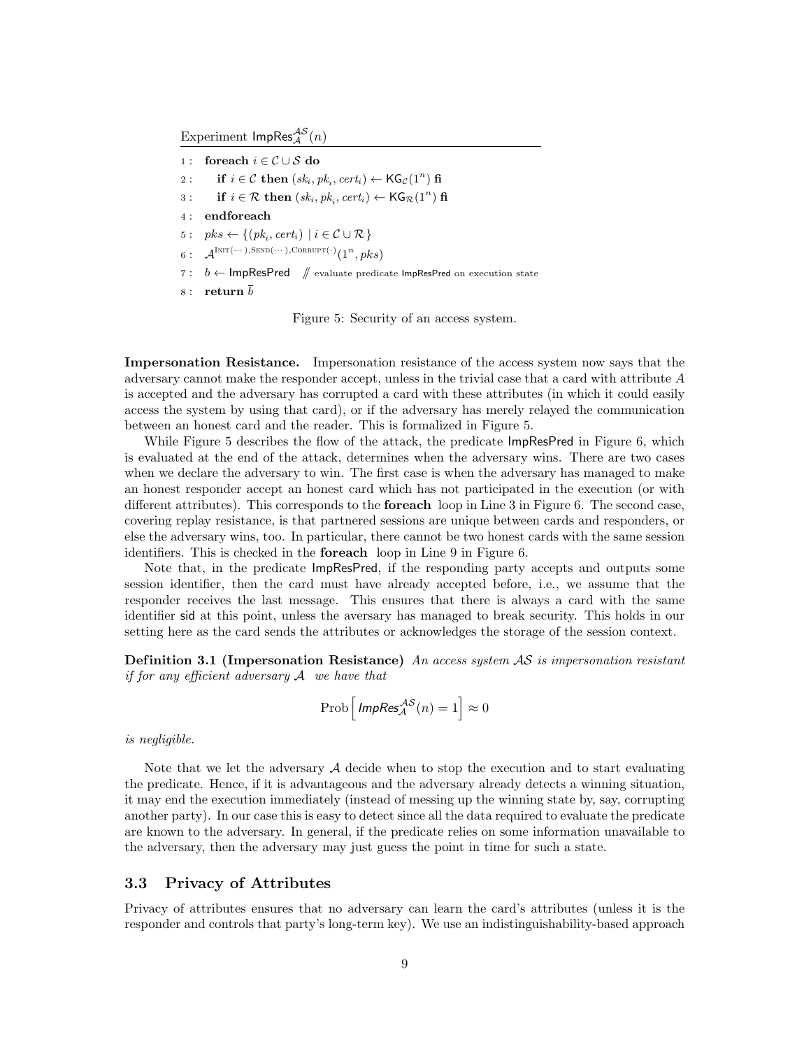Experiment $\mathsf{ImpRes}_{\mathcal{A}}^{\mathcal{AS}}(n)$

```
1 :  foreach i ∈ C ∪ S do
2 :     if i ∈ C then (sk_i, pk_i, cert_i) ← KG_C(1^n) fi
3 :     if i ∈ R then (sk_i, pk_i, cert_i) ← KG_R(1^n) fi
4 :  endforeach
5 :  pks ← {(pk_i, cert_i) | i ∈ C ∪ R}
6 :  A^{Init(···),Send(···),Corrupt(·)}(1^n, pks)
7 :  b ← ImpResPred   // evaluate predicate ImpResPred on execution state
8 :  return b̄
```

Figure 5: Security of an access system.

**Impersonation Resistance.** Impersonation resistance of the access system now says that the adversary cannot make the responder accept, unless in the trivial case that a card with attribute $A$ is accepted and the adversary has corrupted a card with these attributes (in which it could easily access the system by using that card), or if the adversary has merely relayed the communication between an honest card and the reader. This is formalized in Figure 5.

While Figure 5 describes the flow of the attack, the predicate $\mathsf{ImpResPred}$ in Figure 6, which is evaluated at the end of the attack, determines when the adversary wins. There are two cases when we declare the adversary to win. The first case is when the adversary has managed to make an honest responder accept an honest card which has not participated in the execution (or with different attributes). This corresponds to the **foreach** loop in Line 3 in Figure 6. The second case, covering replay resistance, is that partnered sessions are unique between cards and responders, or else the adversary wins, too. In particular, there cannot be two honest cards with the same session identifiers. This is checked in the **foreach** loop in Line 9 in Figure 6.

Note that, in the predicate $\mathsf{ImpResPred}$, if the responding party accepts and outputs some session identifier, then the card must have already accepted before, i.e., we assume that the responder receives the last message. This ensures that there is always a card with the same identifier $\mathsf{sid}$ at this point, unless the aversary has managed to break security. This holds in our setting here as the card sends the attributes or acknowledges the storage of the session context.

**Definition 3.1 (Impersonation Resistance)** *An access system $\mathcal{AS}$ is impersonation resistant if for any efficient adversary $\mathcal{A}$ we have that*

$$\mathrm{Prob}\left[\, \mathit{ImpRes}_{\mathcal{A}}^{\mathcal{AS}}(n) = 1 \right] \approx 0$$

*is negligible.*

Note that we let the adversary $\mathcal{A}$ decide when to stop the execution and to start evaluating the predicate. Hence, if it is advantageous and the adversary already detects a winning situation, it may end the execution immediately (instead of messing up the winning state by, say, corrupting another party). In our case this is easy to detect since all the data required to evaluate the predicate are known to the adversary. In general, if the predicate relies on some information unavailable to the adversary, then the adversary may just guess the point in time for such a state.

## 3.3 Privacy of Attributes

Privacy of attributes ensures that no adversary can learn the card's attributes (unless it is the responder and controls that party's long-term key). We use an indistinguishability-based approach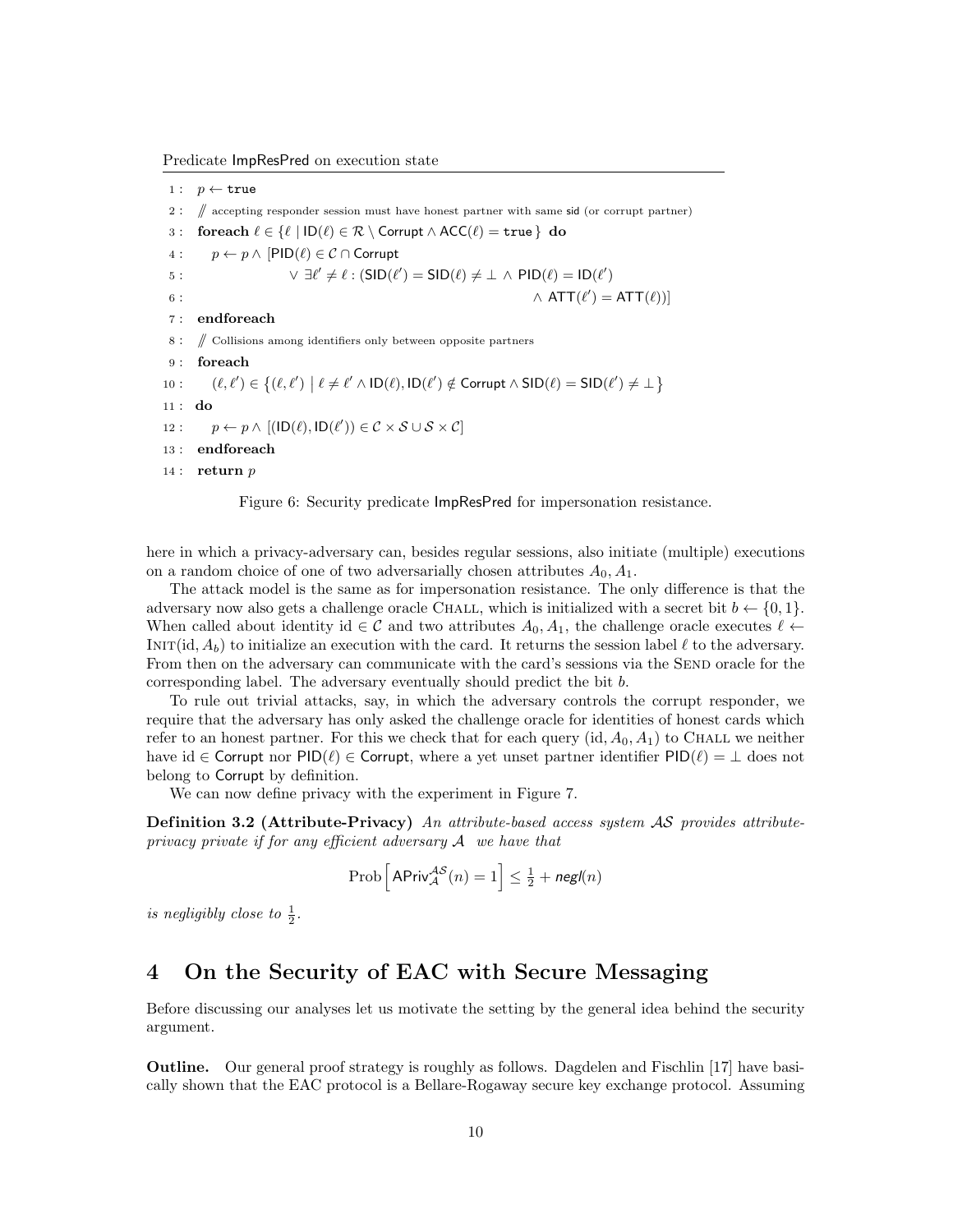Predicate ImpResPred on execution state

```
1 :  p ← true
2 :  // accepting responder session must have honest partner with same sid (or corrupt partner)
3 :  foreach ℓ ∈ {ℓ | ID(ℓ) ∈ R \ Corrupt ∧ ACC(ℓ) = true } do
4 :     p ← p ∧ [PID(ℓ) ∈ C ∩ Corrupt
5 :                  ∨ ∃ℓ' ≠ ℓ : (SID(ℓ') = SID(ℓ) ≠ ⊥ ∧ PID(ℓ) = ID(ℓ')
6 :                                                          ∧ ATT(ℓ') = ATT(ℓ))]
7 :  endforeach
8 :  // Collisions among identifiers only between opposite partners
9 :  foreach
10 :     (ℓ, ℓ') ∈ {(ℓ, ℓ') | ℓ ≠ ℓ' ∧ ID(ℓ), ID(ℓ') ∉ Corrupt ∧ SID(ℓ) = SID(ℓ') ≠ ⊥}
11 : do
12 :     p ← p ∧ [(ID(ℓ), ID(ℓ')) ∈ C × S ∪ S × C]
13 : endforeach
14 : return p
```

Figure 6: Security predicate ImpResPred for impersonation resistance.

here in which a privacy-adversary can, besides regular sessions, also initiate (multiple) executions on a random choice of one of two adversarially chosen attributes $A_0, A_1$.

The attack model is the same as for impersonation resistance. The only difference is that the adversary now also gets a challenge oracle CHALL, which is initialized with a secret bit $b \leftarrow \{0,1\}$. When called about identity $\mathsf{id} \in \mathcal{C}$ and two attributes $A_0, A_1$, the challenge oracle executes $\ell \leftarrow$ INIT$(\mathsf{id}, A_b)$ to initialize an execution with the card. It returns the session label $\ell$ to the adversary. From then on the adversary can communicate with the card's sessions via the SEND oracle for the corresponding label. The adversary eventually should predict the bit $b$.

To rule out trivial attacks, say, in which the adversary controls the corrupt responder, we require that the adversary has only asked the challenge oracle for identities of honest cards which refer to an honest partner. For this we check that for each query $(\mathsf{id}, A_0, A_1)$ to CHALL we neither have $\mathsf{id} \in \mathsf{Corrupt}$ nor $\mathsf{PID}(\ell) \in \mathsf{Corrupt}$, where a yet unset partner identifier $\mathsf{PID}(\ell) = \bot$ does not belong to Corrupt by definition.

We can now define privacy with the experiment in Figure 7.

**Definition 3.2 (Attribute-Privacy)** *An attribute-based access system $\mathcal{AS}$ provides attribute-privacy private if for any efficient adversary $\mathcal{A}$ we have that*

$$\mathrm{Prob}\Big[\mathsf{APriv}_{\mathcal{A}}^{\mathcal{AS}}(n) = 1\Big] \leq \tfrac{1}{2} + \mathit{negl}(n)$$

*is negligibly close to $\frac{1}{2}$.*

# 4 On the Security of EAC with Secure Messaging

Before discussing our analyses let us motivate the setting by the general idea behind the security argument.

**Outline.** Our general proof strategy is roughly as follows. Dagdelen and Fischlin [17] have basically shown that the EAC protocol is a Bellare-Rogaway secure key exchange protocol. Assuming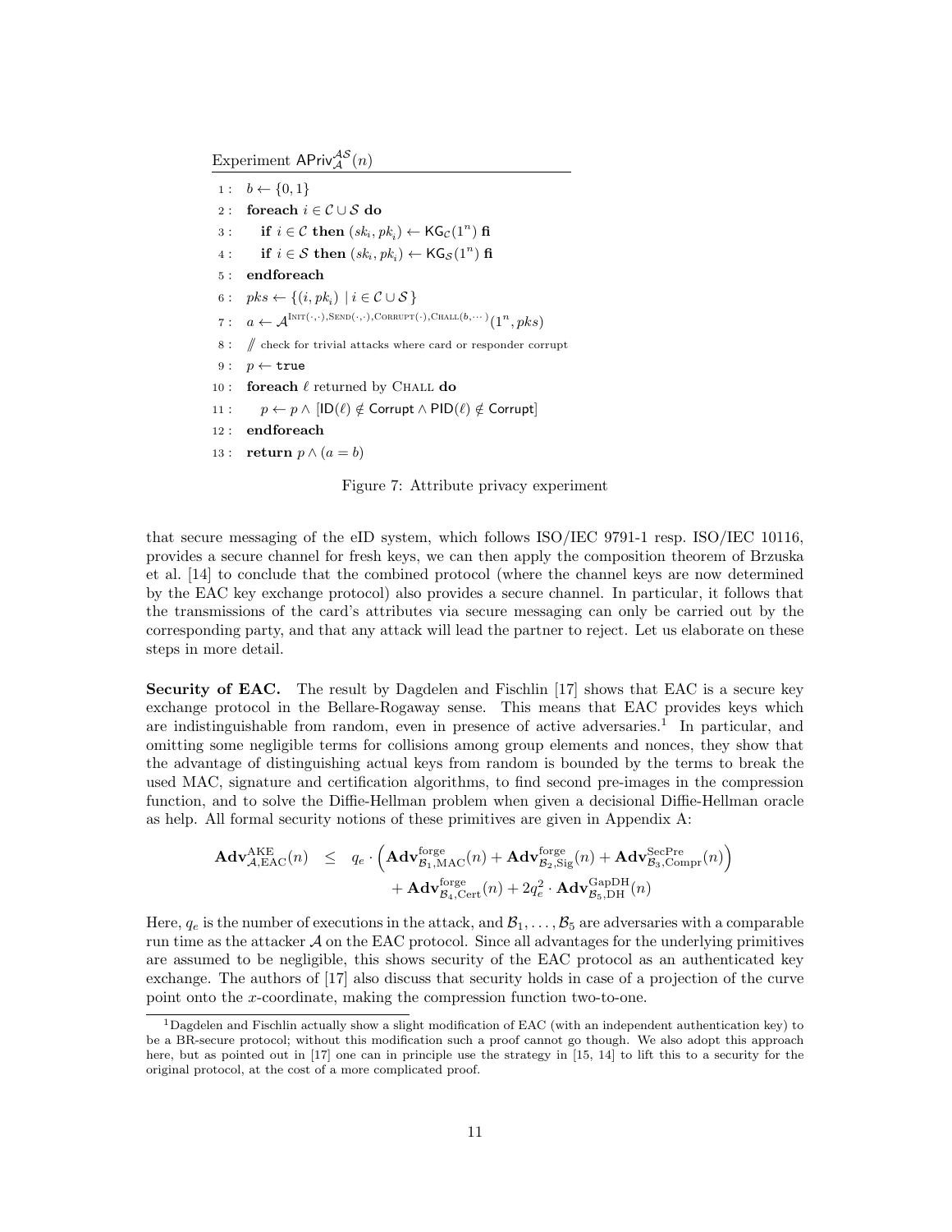Experiment $\mathsf{APriv}_{\mathcal{A}}^{\mathcal{AS}}(n)$

```
1 :  b ← {0,1}
2 :  foreach i ∈ C ∪ S do
3 :     if i ∈ C then (sk_i, pk_i) ← KG_C(1^n) fi
4 :     if i ∈ S then (sk_i, pk_i) ← KG_S(1^n) fi
5 :  endforeach
6 :  pks ← {(i, pk_i) | i ∈ C ∪ S}
7 :  a ← A^{Init(·,·),Send(·,·),Corrupt(·),Chall(b,···)}(1^n, pks)
8 :  // check for trivial attacks where card or responder corrupt
9 :  p ← true
10 : foreach ℓ returned by Chall do
11 :    p ← p ∧ [ID(ℓ) ∉ Corrupt ∧ PID(ℓ) ∉ Corrupt]
12 : endforeach
13 : return p ∧ (a = b)
```

Figure 7: Attribute privacy experiment

that secure messaging of the eID system, which follows ISO/IEC 9791-1 resp. ISO/IEC 10116, provides a secure channel for fresh keys, we can then apply the composition theorem of Brzuska et al. [14] to conclude that the combined protocol (where the channel keys are now determined by the EAC key exchange protocol) also provides a secure channel. In particular, it follows that the transmissions of the card's attributes via secure messaging can only be carried out by the corresponding party, and that any attack will lead the partner to reject. Let us elaborate on these steps in more detail.

**Security of EAC.** The result by Dagdelen and Fischlin [17] shows that EAC is a secure key exchange protocol in the Bellare-Rogaway sense. This means that EAC provides keys which are indistinguishable from random, even in presence of active adversaries.[1] In particular, and omitting some negligible terms for collisions among group elements and nonces, they show that the advantage of distinguishing actual keys from random is bounded by the terms to break the used MAC, signature and certification algorithms, to find second pre-images in the compression function, and to solve the Diffie-Hellman problem when given a decisional Diffie-Hellman oracle as help. All formal security notions of these primitives are given in Appendix A:

$$\mathbf{Adv}^{\mathrm{AKE}}_{\mathcal{A},\mathrm{EAC}}(n) \leq q_e \cdot \left( \mathbf{Adv}^{\mathrm{forge}}_{\mathcal{B}_1,\mathrm{MAC}}(n) + \mathbf{Adv}^{\mathrm{forge}}_{\mathcal{B}_2,\mathrm{Sig}}(n) + \mathbf{Adv}^{\mathrm{SecPre}}_{\mathcal{B}_3,\mathrm{Compr}}(n) \right) + \mathbf{Adv}^{\mathrm{forge}}_{\mathcal{B}_4,\mathrm{Cert}}(n) + 2q_e^2 \cdot \mathbf{Adv}^{\mathrm{GapDH}}_{\mathcal{B}_5,\mathrm{DH}}(n)$$

Here, $q_e$ is the number of executions in the attack, and $\mathcal{B}_1, \ldots, \mathcal{B}_5$ are adversaries with a comparable run time as the attacker $\mathcal{A}$ on the EAC protocol. Since all advantages for the underlying primitives are assumed to be negligible, this shows security of the EAC protocol as an authenticated key exchange. The authors of [17] also discuss that security holds in case of a projection of the curve point onto the $x$-coordinate, making the compression function two-to-one.

[1] Dagdelen and Fischlin actually show a slight modification of EAC (with an independent authentication key) to be a BR-secure protocol; without this modification such a proof cannot go though. We also adopt this approach here, but as pointed out in [17] one can in principle use the strategy in [15, 14] to lift this to a security for the original protocol, at the cost of a more complicated proof.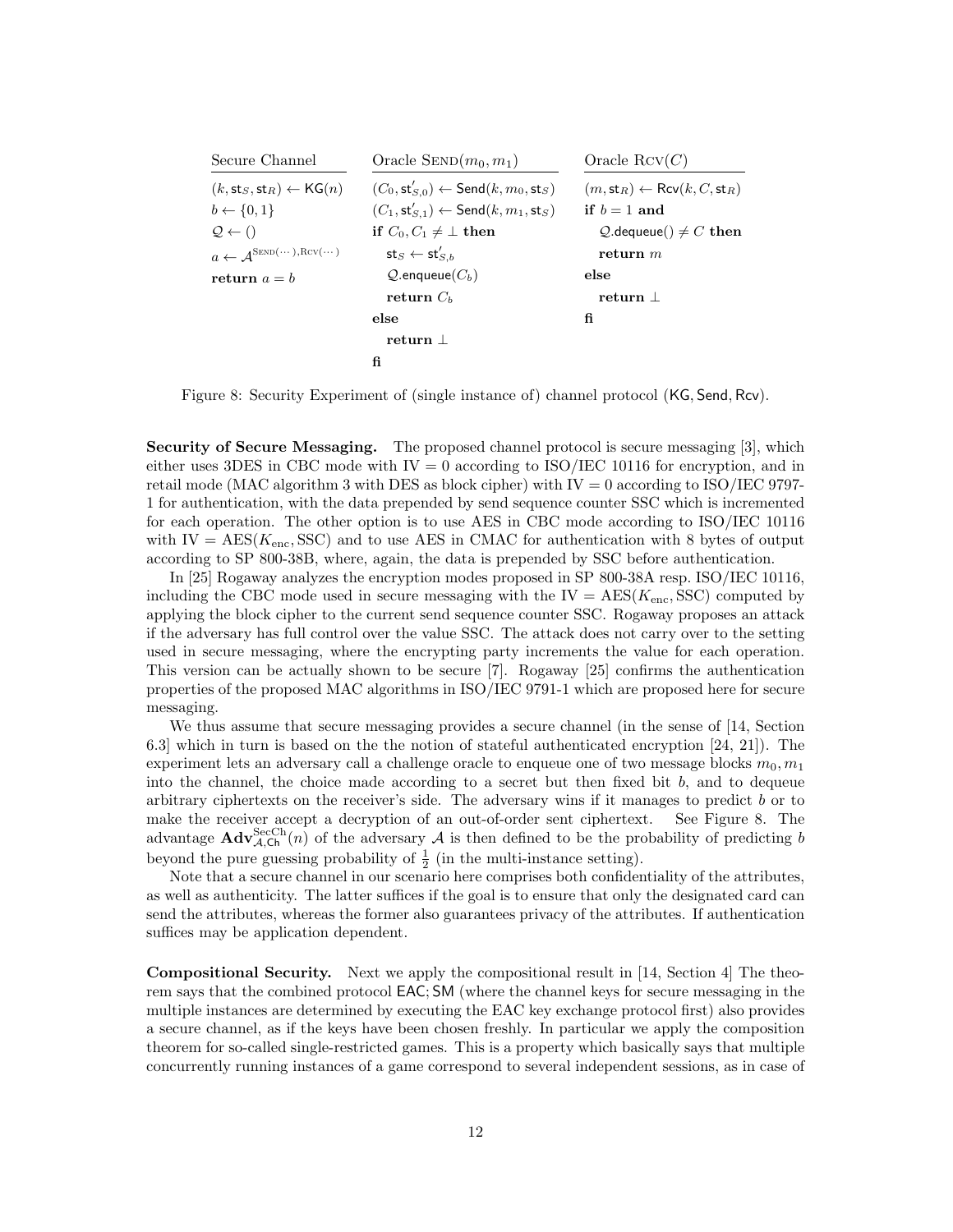| Secure Channel | Oracle $\textsc{Send}(m_0, m_1)$ | Oracle $\textsc{Rcv}(C)$ |
|---|---|---|
| $(k, \mathsf{st}_S, \mathsf{st}_R) \leftarrow \mathsf{KG}(n)$ | $(C_0, \mathsf{st}'_{S,0}) \leftarrow \mathsf{Send}(k, m_0, \mathsf{st}_S)$ | $(m, \mathsf{st}_R) \leftarrow \mathsf{Rcv}(k, C, \mathsf{st}_R)$ |
| $b \leftarrow \{0,1\}$ | $(C_1, \mathsf{st}'_{S,1}) \leftarrow \mathsf{Send}(k, m_1, \mathsf{st}_S)$ | **if** $b = 1$ **and** |
| $\mathcal{Q} \leftarrow ()$ | **if** $C_0, C_1 \neq \perp$ **then** | $\quad \mathcal{Q}.\mathsf{dequeue}() \neq C$ **then** |
| $a \leftarrow \mathcal{A}^{\textsc{Send}(\cdots),\textsc{Rcv}(\cdots)}$ | $\quad \mathsf{st}_S \leftarrow \mathsf{st}'_{S,b}$ | $\quad$ **return** $m$ |
| **return** $a = b$ | $\quad \mathcal{Q}.\mathsf{enqueue}(C_b)$ | **else** |
| | $\quad$ **return** $C_b$ | $\quad$ **return** $\perp$ |
| | **else** | **fi** |
| | $\quad$ **return** $\perp$ | |
| | **fi** | |

Figure 8: Security Experiment of (single instance of) channel protocol ($\mathsf{KG}, \mathsf{Send}, \mathsf{Rcv}$).

**Security of Secure Messaging.** The proposed channel protocol is secure messaging [3], which either uses 3DES in CBC mode with IV $= 0$ according to ISO/IEC 10116 for encryption, and in retail mode (MAC algorithm 3 with DES as block cipher) with IV $= 0$ according to ISO/IEC 9797-1 for authentication, with the data prepended by send sequence counter SSC which is incremented for each operation. The other option is to use AES in CBC mode according to ISO/IEC 10116 with IV $= \mathrm{AES}(K_{\mathrm{enc}}, \mathrm{SSC})$ and to use AES in CMAC for authentication with 8 bytes of output according to SP 800-38B, where, again, the data is prepended by SSC before authentication.

In [25] Rogaway analyzes the encryption modes proposed in SP 800-38A resp. ISO/IEC 10116, including the CBC mode used in secure messaging with the IV $= \mathrm{AES}(K_{\mathrm{enc}}, \mathrm{SSC})$ computed by applying the block cipher to the current send sequence counter SSC. Rogaway proposes an attack if the adversary has full control over the value SSC. The attack does not carry over to the setting used in secure messaging, where the encrypting party increments the value for each operation. This version can be actually shown to be secure [7]. Rogaway [25] confirms the authentication properties of the proposed MAC algorithms in ISO/IEC 9791-1 which are proposed here for secure messaging.

We thus assume that secure messaging provides a secure channel (in the sense of [14, Section 6.3] which in turn is based on the the notion of stateful authenticated encryption [24, 21]). The experiment lets an adversary call a challenge oracle to enqueue one of two message blocks $m_0, m_1$ into the channel, the choice made according to a secret but then fixed bit $b$, and to dequeue arbitrary ciphertexts on the receiver's side. The adversary wins if it manages to predict $b$ or to make the receiver accept a decryption of an out-of-order sent ciphertext. See Figure 8. The advantage $\mathbf{Adv}^{\mathrm{SecCh}}_{\mathcal{A},\mathsf{Ch}}(n)$ of the adversary $\mathcal{A}$ is then defined to be the probability of predicting $b$ beyond the pure guessing probability of $\frac{1}{2}$ (in the multi-instance setting).

Note that a secure channel in our scenario here comprises both confidentiality of the attributes, as well as authenticity. The latter suffices if the goal is to ensure that only the designated card can send the attributes, whereas the former also guarantees privacy of the attributes. If authentication suffices may be application dependent.

**Compositional Security.** Next we apply the compositional result in [14, Section 4] The theorem says that the combined protocol $\mathsf{EAC};\mathsf{SM}$ (where the channel keys for secure messaging in the multiple instances are determined by executing the EAC key exchange protocol first) also provides a secure channel, as if the keys have been chosen freshly. In particular we apply the composition theorem for so-called single-restricted games. This is a property which basically says that multiple concurrently running instances of a game correspond to several independent sessions, as in case of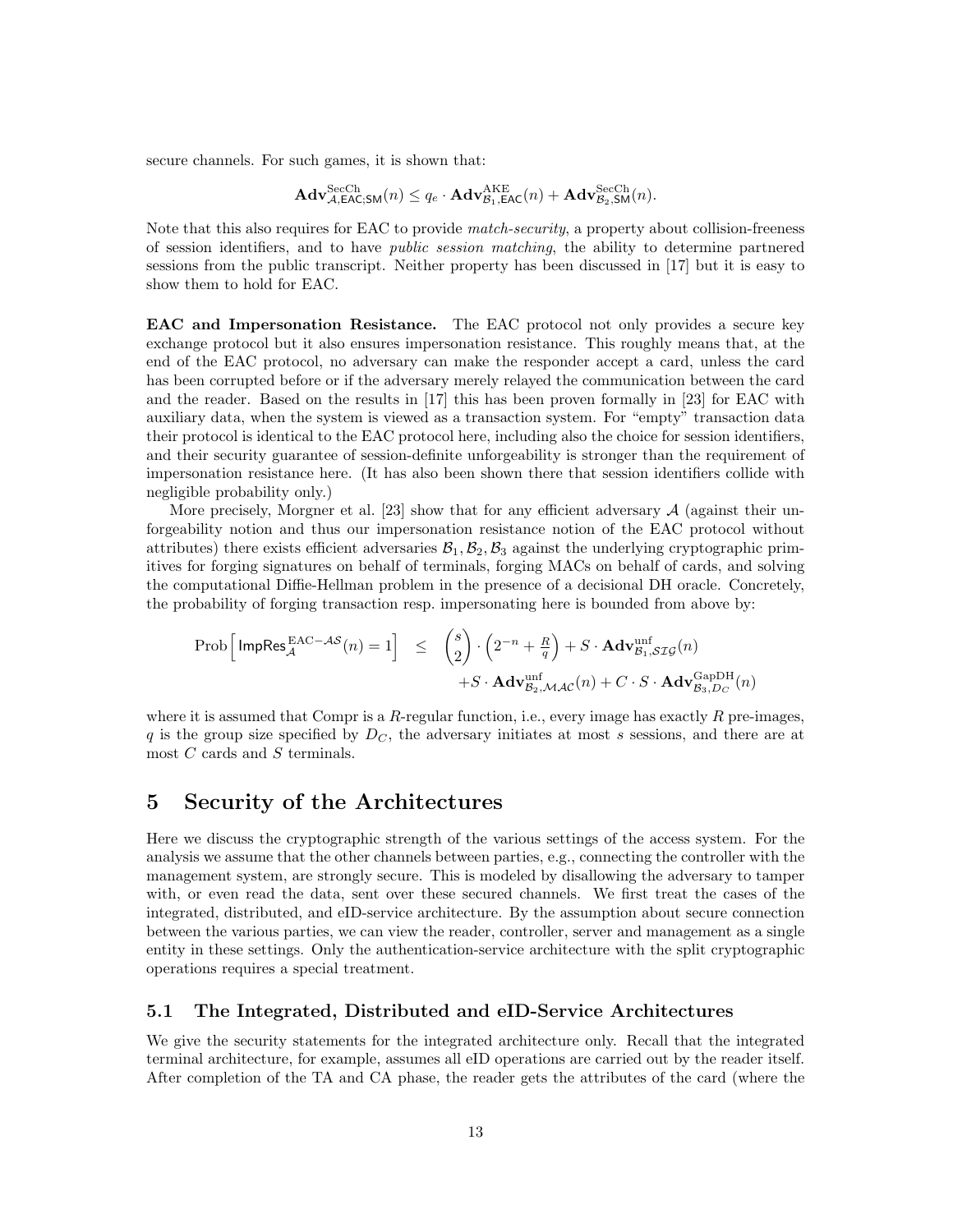secure channels. For such games, it is shown that:

$$\mathbf{Adv}^{\text{SecCh}}_{\mathcal{A},\mathsf{EAC};\mathsf{SM}}(n) \leq q_e \cdot \mathbf{Adv}^{\text{AKE}}_{\mathcal{B}_1,\mathsf{EAC}}(n) + \mathbf{Adv}^{\text{SecCh}}_{\mathcal{B}_2,\mathsf{SM}}(n).$$

Note that this also requires for EAC to provide *match-security*, a property about collision-freeness of session identifiers, and to have *public session matching*, the ability to determine partnered sessions from the public transcript. Neither property has been discussed in [17] but it is easy to show them to hold for EAC.

**EAC and Impersonation Resistance.** The EAC protocol not only provides a secure key exchange protocol but it also ensures impersonation resistance. This roughly means that, at the end of the EAC protocol, no adversary can make the responder accept a card, unless the card has been corrupted before or if the adversary merely relayed the communication between the card and the reader. Based on the results in [17] this has been proven formally in [23] for EAC with auxiliary data, when the system is viewed as a transaction system. For "empty" transaction data their protocol is identical to the EAC protocol here, including also the choice for session identifiers, and their security guarantee of session-definite unforgeability is stronger than the requirement of impersonation resistance here. (It has also been shown there that session identifiers collide with negligible probability only.)

More precisely, Morgner et al. [23] show that for any efficient adversary $\mathcal{A}$ (against their unforgeability notion and thus our impersonation resistance notion of the EAC protocol without attributes) there exists efficient adversaries $\mathcal{B}_1, \mathcal{B}_2, \mathcal{B}_3$ against the underlying cryptographic primitives for forging signatures on behalf of terminals, forging MACs on behalf of cards, and solving the computational Diffie-Hellman problem in the presence of a decisional DH oracle. Concretely, the probability of forging transaction resp. impersonating here is bounded from above by:

$$\begin{aligned}\text{Prob}\Big[\,\mathsf{ImpRes}^{\text{EAC}-\mathcal{AS}}_{\mathcal{A}}(n) = 1\Big] \quad &\leq \quad \binom{s}{2} \cdot \left(2^{-n} + \tfrac{R}{q}\right) + S \cdot \mathbf{Adv}^{\text{unf}}_{\mathcal{B}_1,\mathcal{SIG}}(n) \\ &\quad + S \cdot \mathbf{Adv}^{\text{unf}}_{\mathcal{B}_2,\mathcal{MAC}}(n) + C \cdot S \cdot \mathbf{Adv}^{\text{GapDH}}_{\mathcal{B}_3,D_C}(n)\end{aligned}$$

where it is assumed that Compr is a $R$-regular function, i.e., every image has exactly $R$ pre-images, $q$ is the group size specified by $D_C$, the adversary initiates at most $s$ sessions, and there are at most $C$ cards and $S$ terminals.

# 5 Security of the Architectures

Here we discuss the cryptographic strength of the various settings of the access system. For the analysis we assume that the other channels between parties, e.g., connecting the controller with the management system, are strongly secure. This is modeled by disallowing the adversary to tamper with, or even read the data, sent over these secured channels. We first treat the cases of the integrated, distributed, and eID-service architecture. By the assumption about secure connection between the various parties, we can view the reader, controller, server and management as a single entity in these settings. Only the authentication-service architecture with the split cryptographic operations requires a special treatment.

## 5.1 The Integrated, Distributed and eID-Service Architectures

We give the security statements for the integrated architecture only. Recall that the integrated terminal architecture, for example, assumes all eID operations are carried out by the reader itself. After completion of the TA and CA phase, the reader gets the attributes of the card (where the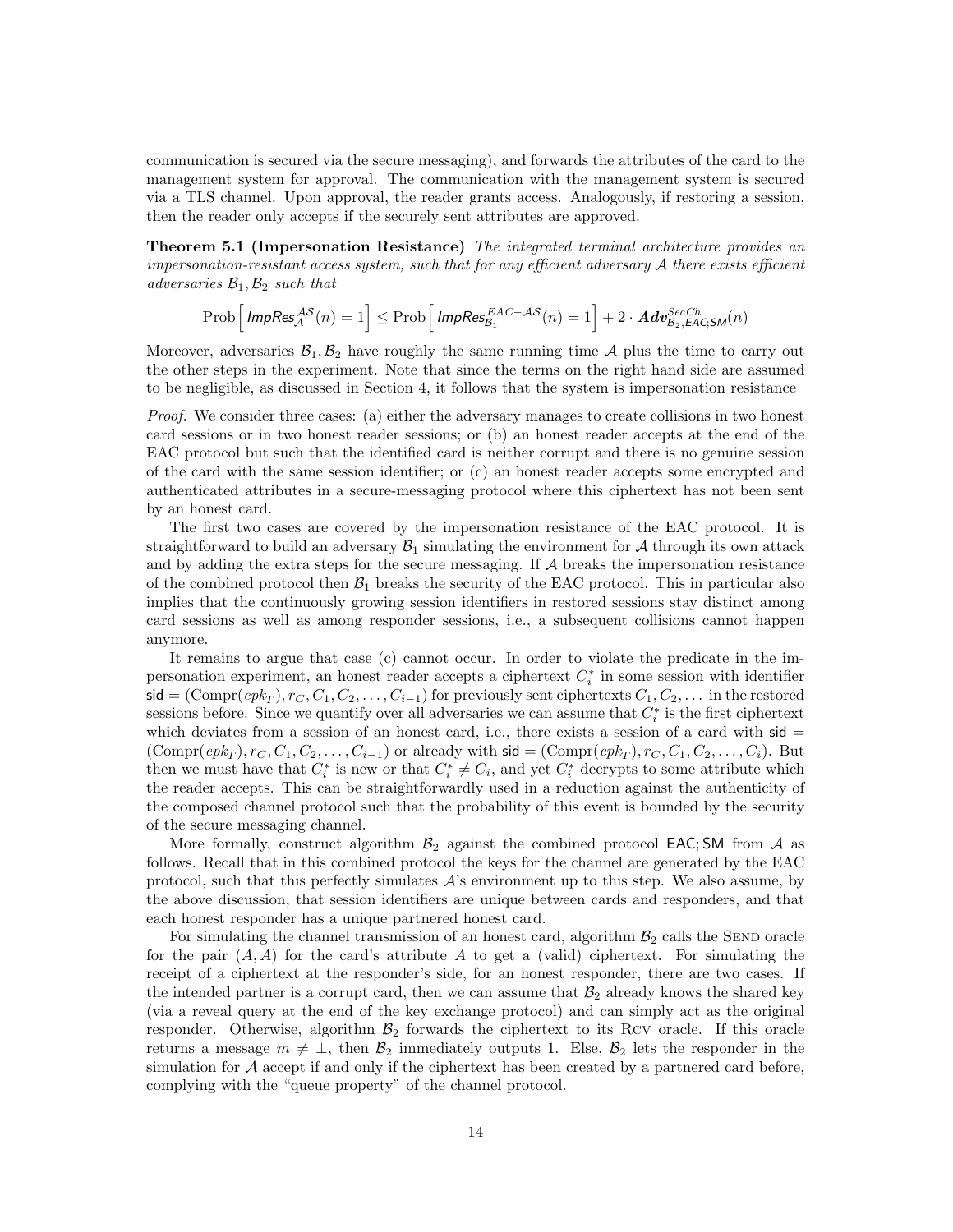communication is secured via the secure messaging), and forwards the attributes of the card to the management system for approval. The communication with the management system is secured via a TLS channel. Upon approval, the reader grants access. Analogously, if restoring a session, then the reader only accepts if the securely sent attributes are approved.

**Theorem 5.1 (Impersonation Resistance)** *The integrated terminal architecture provides an impersonation-resistant access system, such that for any efficient adversary $\mathcal{A}$ there exists efficient adversaries $\mathcal{B}_1, \mathcal{B}_2$ such that*

$$\mathrm{Prob}\Big[\,\mathsf{ImpRes}_{\mathcal{A}}^{\mathcal{AS}}(n) = 1\Big] \leq \mathrm{Prob}\Big[\,\mathsf{ImpRes}_{\mathcal{B}_1}^{EAC-\mathcal{AS}}(n) = 1\Big] + 2 \cdot \boldsymbol{Adv}_{\mathcal{B}_2,\mathsf{EAC;SM}}^{SecCh}(n)$$

Moreover, adversaries $\mathcal{B}_1, \mathcal{B}_2$ have roughly the same running time $\mathcal{A}$ plus the time to carry out the other steps in the experiment. Note that since the terms on the right hand side are assumed to be negligible, as discussed in Section 4, it follows that the system is impersonation resistance

*Proof.* We consider three cases: (a) either the adversary manages to create collisions in two honest card sessions or in two honest reader sessions; or (b) an honest reader accepts at the end of the EAC protocol but such that the identified card is neither corrupt and there is no genuine session of the card with the same session identifier; or (c) an honest reader accepts some encrypted and authenticated attributes in a secure-messaging protocol where this ciphertext has not been sent by an honest card.

The first two cases are covered by the impersonation resistance of the EAC protocol. It is straightforward to build an adversary $\mathcal{B}_1$ simulating the environment for $\mathcal{A}$ through its own attack and by adding the extra steps for the secure messaging. If $\mathcal{A}$ breaks the impersonation resistance of the combined protocol then $\mathcal{B}_1$ breaks the security of the EAC protocol. This in particular also implies that the continuously growing session identifiers in restored sessions stay distinct among card sessions as well as among responder sessions, i.e., a subsequent collisions cannot happen anymore.

It remains to argue that case (c) cannot occur. In order to violate the predicate in the impersonation experiment, an honest reader accepts a ciphertext $C_i^*$ in some session with identifier $\mathsf{sid} = (\mathrm{Compr}(epk_T), r_C, C_1, C_2, \ldots, C_{i-1})$ for previously sent ciphertexts $C_1, C_2, \ldots$ in the restored sessions before. Since we quantify over all adversaries we can assume that $C_i^*$ is the first ciphertext which deviates from a session of an honest card, i.e., there exists a session of a card with $\mathsf{sid} = (\mathrm{Compr}(epk_T), r_C, C_1, C_2, \ldots, C_{i-1})$ or already with $\mathsf{sid} = (\mathrm{Compr}(epk_T), r_C, C_1, C_2, \ldots, C_i)$. But then we must have that $C_i^*$ is new or that $C_i^* \neq C_i$, and yet $C_i^*$ decrypts to some attribute which the reader accepts. This can be straightforwardly used in a reduction against the authenticity of the composed channel protocol such that the probability of this event is bounded by the security of the secure messaging channel.

More formally, construct algorithm $\mathcal{B}_2$ against the combined protocol $\mathsf{EAC;SM}$ from $\mathcal{A}$ as follows. Recall that in this combined protocol the keys for the channel are generated by the EAC protocol, such that this perfectly simulates $\mathcal{A}$'s environment up to this step. We also assume, by the above discussion, that session identifiers are unique between cards and responders, and that each honest responder has a unique partnered honest card.

For simulating the channel transmission of an honest card, algorithm $\mathcal{B}_2$ calls the SEND oracle for the pair $(A, A)$ for the card's attribute $A$ to get a (valid) ciphertext. For simulating the receipt of a ciphertext at the responder's side, for an honest responder, there are two cases. If the intended partner is a corrupt card, then we can assume that $\mathcal{B}_2$ already knows the shared key (via a reveal query at the end of the key exchange protocol) and can simply act as the original responder. Otherwise, algorithm $\mathcal{B}_2$ forwards the ciphertext to its RCV oracle. If this oracle returns a message $m \neq \perp$, then $\mathcal{B}_2$ immediately outputs 1. Else, $\mathcal{B}_2$ lets the responder in the simulation for $\mathcal{A}$ accept if and only if the ciphertext has been created by a partnered card before, complying with the "queue property" of the channel protocol.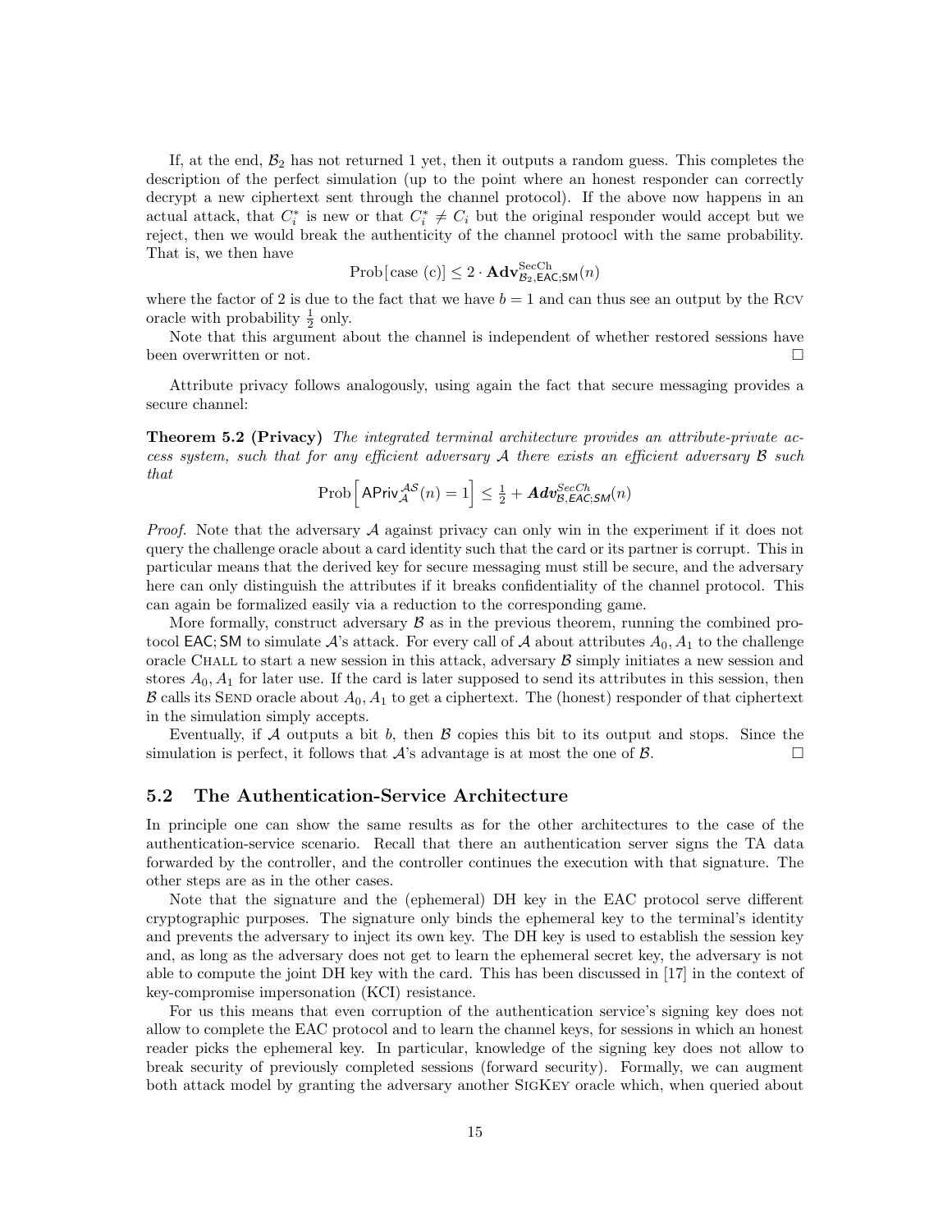If, at the end, $\mathcal{B}_2$ has not returned 1 yet, then it outputs a random guess. This completes the description of the perfect simulation (up to the point where an honest responder can correctly decrypt a new ciphertext sent through the channel protocol). If the above now happens in an actual attack, that $C_i^*$ is new or that $C_i^* \neq C_i$ but the original responder would accept but we reject, then we would break the authenticity of the channel protoocl with the same probability. That is, we then have

$$\text{Prob}[\text{case (c)}] \leq 2 \cdot \mathbf{Adv}^{\text{SecCh}}_{\mathcal{B}_2,\mathsf{EAC;SM}}(n)$$

where the factor of 2 is due to the fact that we have $b = 1$ and can thus see an output by the Rcv oracle with probability $\frac{1}{2}$ only.

Note that this argument about the channel is independent of whether restored sessions have been overwritten or not. □

Attribute privacy follows analogously, using again the fact that secure messaging provides a secure channel:

**Theorem 5.2 (Privacy)** *The integrated terminal architecture provides an attribute-private access system, such that for any efficient adversary $\mathcal{A}$ there exists an efficient adversary $\mathcal{B}$ such that*

$$\text{Prob}\Big[\mathsf{APriv}^{\mathcal{AS}}_{\mathcal{A}}(n) = 1\Big] \leq \tfrac{1}{2} + \boldsymbol{Adv}^{SecCh}_{\mathcal{B},\mathsf{EAC;SM}}(n)$$

*Proof.* Note that the adversary $\mathcal{A}$ against privacy can only win in the experiment if it does not query the challenge oracle about a card identity such that the card or its partner is corrupt. This in particular means that the derived key for secure messaging must still be secure, and the adversary here can only distinguish the attributes if it breaks confidentiality of the channel protocol. This can again be formalized easily via a reduction to the corresponding game.

More formally, construct adversary $\mathcal{B}$ as in the previous theorem, running the combined protocol $\mathsf{EAC;SM}$ to simulate $\mathcal{A}$'s attack. For every call of $\mathcal{A}$ about attributes $A_0, A_1$ to the challenge oracle Chall to start a new session in this attack, adversary $\mathcal{B}$ simply initiates a new session and stores $A_0, A_1$ for later use. If the card is later supposed to send its attributes in this session, then $\mathcal{B}$ calls its Send oracle about $A_0, A_1$ to get a ciphertext. The (honest) responder of that ciphertext in the simulation simply accepts.

Eventually, if $\mathcal{A}$ outputs a bit $b$, then $\mathcal{B}$ copies this bit to its output and stops. Since the simulation is perfect, it follows that $\mathcal{A}$'s advantage is at most the one of $\mathcal{B}$. □

## 5.2 The Authentication-Service Architecture

In principle one can show the same results as for the other architectures to the case of the authentication-service scenario. Recall that there an authentication server signs the TA data forwarded by the controller, and the controller continues the execution with that signature. The other steps are as in the other cases.

Note that the signature and the (ephemeral) DH key in the EAC protocol serve different cryptographic purposes. The signature only binds the ephemeral key to the terminal's identity and prevents the adversary to inject its own key. The DH key is used to establish the session key and, as long as the adversary does not get to learn the ephemeral secret key, the adversary is not able to compute the joint DH key with the card. This has been discussed in [17] in the context of key-compromise impersonation (KCI) resistance.

For us this means that even corruption of the authentication service's signing key does not allow to complete the EAC protocol and to learn the channel keys, for sessions in which an honest reader picks the ephemeral key. In particular, knowledge of the signing key does not allow to break security of previously completed sessions (forward security). Formally, we can augment both attack model by granting the adversary another SigKey oracle which, when queried about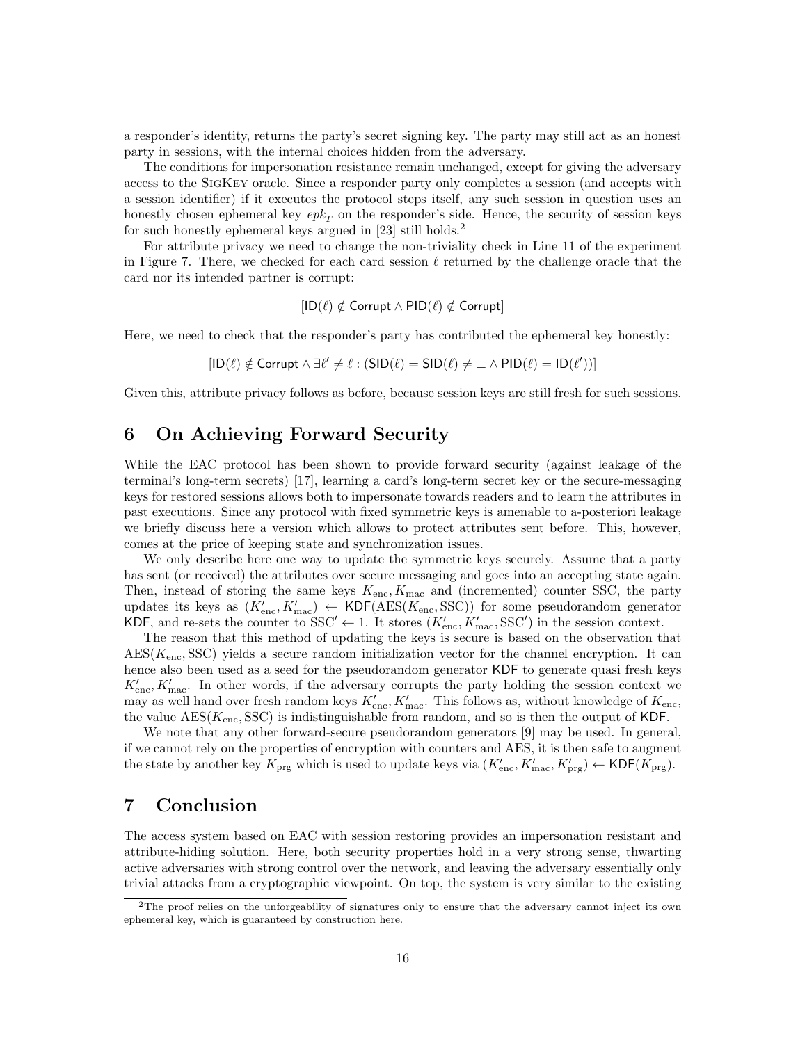a responder's identity, returns the party's secret signing key. The party may still act as an honest party in sessions, with the internal choices hidden from the adversary.

The conditions for impersonation resistance remain unchanged, except for giving the adversary access to the SigKey oracle. Since a responder party only completes a session (and accepts with a session identifier) if it executes the protocol steps itself, any such session in question uses an honestly chosen ephemeral key $epk_T$ on the responder's side. Hence, the security of session keys for such honestly ephemeral keys argued in [23] still holds.[2]

For attribute privacy we need to change the non-triviality check in Line 11 of the experiment in Figure 7. There, we checked for each card session $\ell$ returned by the challenge oracle that the card nor its intended partner is corrupt:

$$[\mathsf{ID}(\ell) \notin \mathsf{Corrupt} \wedge \mathsf{PID}(\ell) \notin \mathsf{Corrupt}]$$

Here, we need to check that the responder's party has contributed the ephemeral key honestly:

$$[\mathsf{ID}(\ell) \notin \mathsf{Corrupt} \wedge \exists \ell' \neq \ell : (\mathsf{SID}(\ell) = \mathsf{SID}(\ell) \neq \bot \wedge \mathsf{PID}(\ell) = \mathsf{ID}(\ell'))]$$

Given this, attribute privacy follows as before, because session keys are still fresh for such sessions.

## 6 On Achieving Forward Security

While the EAC protocol has been shown to provide forward security (against leakage of the terminal's long-term secrets) [17], learning a card's long-term secret key or the secure-messaging keys for restored sessions allows both to impersonate towards readers and to learn the attributes in past executions. Since any protocol with fixed symmetric keys is amenable to a-posteriori leakage we briefly discuss here a version which allows to protect attributes sent before. This, however, comes at the price of keeping state and synchronization issues.

We only describe here one way to update the symmetric keys securely. Assume that a party has sent (or received) the attributes over secure messaging and goes into an accepting state again. Then, instead of storing the same keys $K_{\text{enc}}, K_{\text{mac}}$ and (incremented) counter SSC, the party updates its keys as $(K'_{\text{enc}}, K'_{\text{mac}}) \leftarrow \mathsf{KDF}(\text{AES}(K_{\text{enc}}, \text{SSC}))$ for some pseudorandom generator $\mathsf{KDF}$, and re-sets the counter to $\text{SSC}' \leftarrow 1$. It stores $(K'_{\text{enc}}, K'_{\text{mac}}, \text{SSC}')$ in the session context.

The reason that this method of updating the keys is secure is based on the observation that $\text{AES}(K_{\text{enc}}, \text{SSC})$ yields a secure random initialization vector for the channel encryption. It can hence also been used as a seed for the pseudorandom generator $\mathsf{KDF}$ to generate quasi fresh keys $K'_{\text{enc}}, K'_{\text{mac}}$. In other words, if the adversary corrupts the party holding the session context we may as well hand over fresh random keys $K'_{\text{enc}}, K'_{\text{mac}}$. This follows as, without knowledge of $K_{\text{enc}}$, the value $\text{AES}(K_{\text{enc}}, \text{SSC})$ is indistinguishable from random, and so is then the output of $\mathsf{KDF}$.

We note that any other forward-secure pseudorandom generators [9] may be used. In general, if we cannot rely on the properties of encryption with counters and AES, it is then safe to augment the state by another key $K_{\text{prg}}$ which is used to update keys via $(K'_{\text{enc}}, K'_{\text{mac}}, K'_{\text{prg}}) \leftarrow \mathsf{KDF}(K_{\text{prg}})$.

## 7 Conclusion

The access system based on EAC with session restoring provides an impersonation resistant and attribute-hiding solution. Here, both security properties hold in a very strong sense, thwarting active adversaries with strong control over the network, and leaving the adversary essentially only trivial attacks from a cryptographic viewpoint. On top, the system is very similar to the existing

[2] The proof relies on the unforgeability of signatures only to ensure that the adversary cannot inject its own ephemeral key, which is guaranteed by construction here.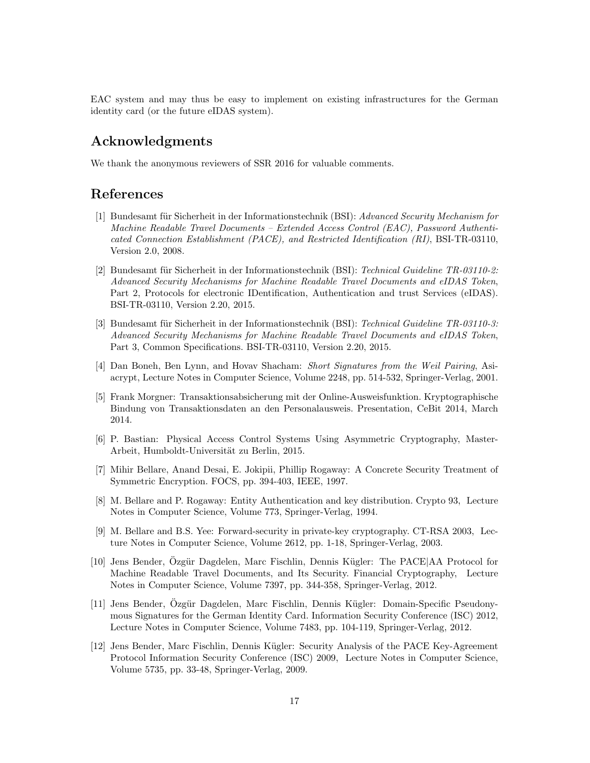EAC system and may thus be easy to implement on existing infrastructures for the German identity card (or the future eIDAS system).

## Acknowledgments

We thank the anonymous reviewers of SSR 2016 for valuable comments.

## References

[1] Bundesamt für Sicherheit in der Informationstechnik (BSI): *Advanced Security Mechanism for Machine Readable Travel Documents – Extended Access Control (EAC), Password Authenticated Connection Establishment (PACE), and Restricted Identification (RI)*, BSI-TR-03110, Version 2.0, 2008.

[2] Bundesamt für Sicherheit in der Informationstechnik (BSI): *Technical Guideline TR-03110-2: Advanced Security Mechanisms for Machine Readable Travel Documents and eIDAS Token*, Part 2, Protocols for electronic IDentification, Authentication and trust Services (eIDAS). BSI-TR-03110, Version 2.20, 2015.

[3] Bundesamt für Sicherheit in der Informationstechnik (BSI): *Technical Guideline TR-03110-3: Advanced Security Mechanisms for Machine Readable Travel Documents and eIDAS Token*, Part 3, Common Specifications. BSI-TR-03110, Version 2.20, 2015.

[4] Dan Boneh, Ben Lynn, and Hovav Shacham: *Short Signatures from the Weil Pairing*, Asiacrypt, Lecture Notes in Computer Science, Volume 2248, pp. 514-532, Springer-Verlag, 2001.

[5] Frank Morgner: Transaktionsabsicherung mit der Online-Ausweisfunktion. Kryptographische Bindung von Transaktionsdaten an den Personalausweis. Presentation, CeBit 2014, March 2014.

[6] P. Bastian: Physical Access Control Systems Using Asymmetric Cryptography, Master-Arbeit, Humboldt-Universität zu Berlin, 2015.

[7] Mihir Bellare, Anand Desai, E. Jokipii, Phillip Rogaway: A Concrete Security Treatment of Symmetric Encryption. FOCS, pp. 394-403, IEEE, 1997.

[8] M. Bellare and P. Rogaway: Entity Authentication and key distribution. Crypto 93, Lecture Notes in Computer Science, Volume 773, Springer-Verlag, 1994.

[9] M. Bellare and B.S. Yee: Forward-security in private-key cryptography. CT-RSA 2003, Lecture Notes in Computer Science, Volume 2612, pp. 1-18, Springer-Verlag, 2003.

[10] Jens Bender, Özgür Dagdelen, Marc Fischlin, Dennis Kügler: The PACE|AA Protocol for Machine Readable Travel Documents, and Its Security. Financial Cryptography, Lecture Notes in Computer Science, Volume 7397, pp. 344-358, Springer-Verlag, 2012.

[11] Jens Bender, Özgür Dagdelen, Marc Fischlin, Dennis Kügler: Domain-Specific Pseudonymous Signatures for the German Identity Card. Information Security Conference (ISC) 2012, Lecture Notes in Computer Science, Volume 7483, pp. 104-119, Springer-Verlag, 2012.

[12] Jens Bender, Marc Fischlin, Dennis Kügler: Security Analysis of the PACE Key-Agreement Protocol Information Security Conference (ISC) 2009, Lecture Notes in Computer Science, Volume 5735, pp. 33-48, Springer-Verlag, 2009.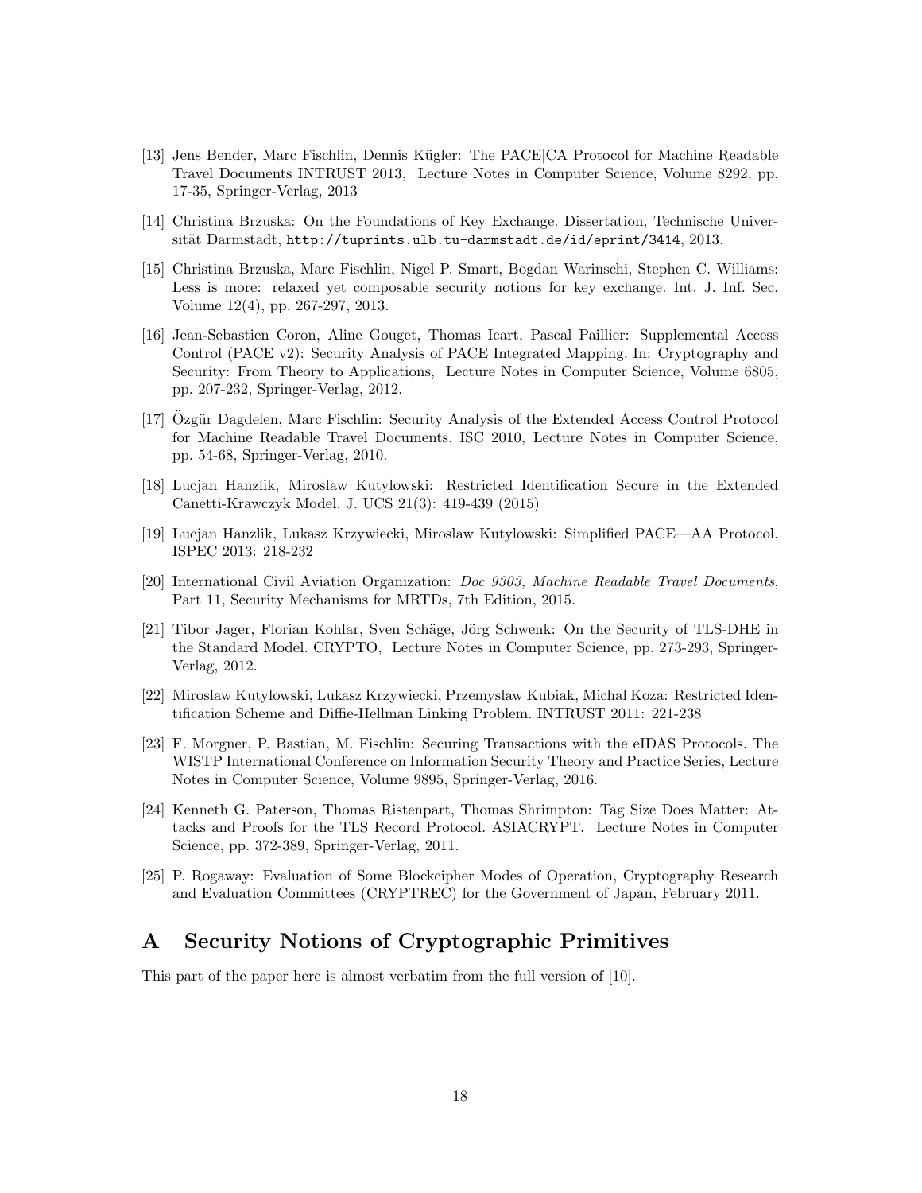[13] Jens Bender, Marc Fischlin, Dennis Kügler: The PACE|CA Protocol for Machine Readable Travel Documents INTRUST 2013, Lecture Notes in Computer Science, Volume 8292, pp. 17-35, Springer-Verlag, 2013

[14] Christina Brzuska: On the Foundations of Key Exchange. Dissertation, Technische Universität Darmstadt, `http://tuprints.ulb.tu-darmstadt.de/id/eprint/3414`, 2013.

[15] Christina Brzuska, Marc Fischlin, Nigel P. Smart, Bogdan Warinschi, Stephen C. Williams: Less is more: relaxed yet composable security notions for key exchange. Int. J. Inf. Sec. Volume 12(4), pp. 267-297, 2013.

[16] Jean-Sebastien Coron, Aline Gouget, Thomas Icart, Pascal Paillier: Supplemental Access Control (PACE v2): Security Analysis of PACE Integrated Mapping. In: Cryptography and Security: From Theory to Applications, Lecture Notes in Computer Science, Volume 6805, pp. 207-232, Springer-Verlag, 2012.

[17] Özgür Dagdelen, Marc Fischlin: Security Analysis of the Extended Access Control Protocol for Machine Readable Travel Documents. ISC 2010, Lecture Notes in Computer Science, pp. 54-68, Springer-Verlag, 2010.

[18] Lucjan Hanzlik, Miroslaw Kutylowski: Restricted Identification Secure in the Extended Canetti-Krawczyk Model. J. UCS 21(3): 419-439 (2015)

[19] Lucjan Hanzlik, Lukasz Krzywiecki, Miroslaw Kutylowski: Simplified PACE—AA Protocol. ISPEC 2013: 218-232

[20] International Civil Aviation Organization: *Doc 9303, Machine Readable Travel Documents*, Part 11, Security Mechanisms for MRTDs, 7th Edition, 2015.

[21] Tibor Jager, Florian Kohlar, Sven Schäge, Jörg Schwenk: On the Security of TLS-DHE in the Standard Model. CRYPTO, Lecture Notes in Computer Science, pp. 273-293, Springer-Verlag, 2012.

[22] Miroslaw Kutylowski, Lukasz Krzywiecki, Przemyslaw Kubiak, Michal Koza: Restricted Identification Scheme and Diffie-Hellman Linking Problem. INTRUST 2011: 221-238

[23] F. Morgner, P. Bastian, M. Fischlin: Securing Transactions with the eIDAS Protocols. The WISTP International Conference on Information Security Theory and Practice Series, Lecture Notes in Computer Science, Volume 9895, Springer-Verlag, 2016.

[24] Kenneth G. Paterson, Thomas Ristenpart, Thomas Shrimpton: Tag Size Does Matter: Attacks and Proofs for the TLS Record Protocol. ASIACRYPT, Lecture Notes in Computer Science, pp. 372-389, Springer-Verlag, 2011.

[25] P. Rogaway: Evaluation of Some Blockcipher Modes of Operation, Cryptography Research and Evaluation Committees (CRYPTREC) for the Government of Japan, February 2011.

# A Security Notions of Cryptographic Primitives

This part of the paper here is almost verbatim from the full version of [10].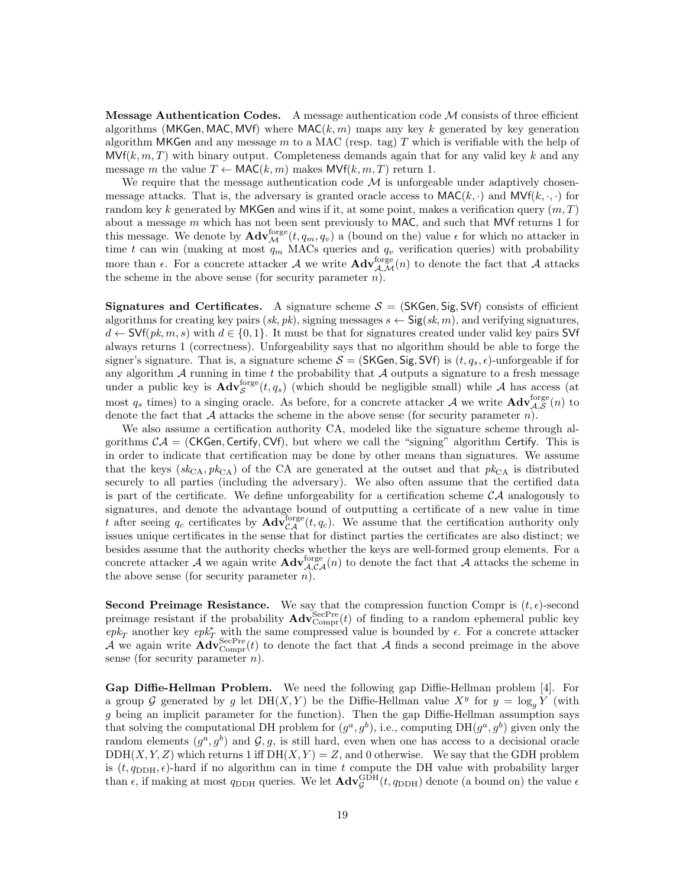**Message Authentication Codes.** A message authentication code $\mathcal{M}$ consists of three efficient algorithms ($\mathsf{MKGen}, \mathsf{MAC}, \mathsf{MVf}$) where $\mathsf{MAC}(k, m)$ maps any key $k$ generated by key generation algorithm $\mathsf{MKGen}$ and any message $m$ to a MAC (resp. tag) $T$ which is verifiable with the help of $\mathsf{MVf}(k, m, T)$ with binary output. Completeness demands again that for any valid key $k$ and any message $m$ the value $T \leftarrow \mathsf{MAC}(k, m)$ makes $\mathsf{MVf}(k, m, T)$ return 1.

We require that the message authentication code $\mathcal{M}$ is unforgeable under adaptively chosen-message attacks. That is, the adversary is granted oracle access to $\mathsf{MAC}(k, \cdot)$ and $\mathsf{MVf}(k, \cdot, \cdot)$ for random key $k$ generated by $\mathsf{MKGen}$ and wins if it, at some point, makes a verification query $(m, T)$ about a message $m$ which has not been sent previously to $\mathsf{MAC}$, and such that $\mathsf{MVf}$ returns 1 for this message. We denote by $\mathbf{Adv}^{\text{forge}}_{\mathcal{M}}(t, q_m, q_v)$ a (bound on the) value $\epsilon$ for which no attacker in time $t$ can win (making at most $q_m$ MACs queries and $q_v$ verification queries) with probability more than $\epsilon$. For a concrete attacker $\mathcal{A}$ we write $\mathbf{Adv}^{\text{forge}}_{\mathcal{A},\mathcal{M}}(n)$ to denote the fact that $\mathcal{A}$ attacks the scheme in the above sense (for security parameter $n$).

**Signatures and Certificates.** A signature scheme $\mathcal{S} = (\mathsf{SKGen}, \mathsf{Sig}, \mathsf{SVf})$ consists of efficient algorithms for creating key pairs $(sk, pk)$, signing messages $s \leftarrow \mathsf{Sig}(sk, m)$, and verifying signatures, $d \leftarrow \mathsf{SVf}(pk, m, s)$ with $d \in \{0, 1\}$. It must be that for signatures created under valid key pairs $\mathsf{SVf}$ always returns 1 (correctness). Unforgeability says that no algorithm should be able to forge the signer's signature. That is, a signature scheme $\mathcal{S} = (\mathsf{SKGen}, \mathsf{Sig}, \mathsf{SVf})$ is $(t, q_s, \epsilon)$-unforgeable if for any algorithm $\mathcal{A}$ running in time $t$ the probability that $\mathcal{A}$ outputs a signature to a fresh message under a public key is $\mathbf{Adv}^{\text{forge}}_{\mathcal{S}}(t, q_s)$ (which should be negligible small) while $\mathcal{A}$ has access (at most $q_s$ times) to a singing oracle. As before, for a concrete attacker $\mathcal{A}$ we write $\mathbf{Adv}^{\text{forge}}_{\mathcal{A},\mathcal{S}}(n)$ to denote the fact that $\mathcal{A}$ attacks the scheme in the above sense (for security parameter $n$).

We also assume a certification authority CA, modeled like the signature scheme through algorithms $\mathcal{CA} = (\mathsf{CKGen}, \mathsf{Certify}, \mathsf{CVf})$, but where we call the "signing" algorithm $\mathsf{Certify}$. This is in order to indicate that certification may be done by other means than signatures. We assume that the keys $(sk_{\text{CA}}, pk_{\text{CA}})$ of the CA are generated at the outset and that $pk_{\text{CA}}$ is distributed securely to all parties (including the adversary). We also often assume that the certified data is part of the certificate. We define unforgeability for a certification scheme $\mathcal{CA}$ analogously to signatures, and denote the advantage bound of outputting a certificate of a new value in time $t$ after seeing $q_c$ certificates by $\mathbf{Adv}^{\text{forge}}_{\mathcal{CA}}(t, q_c)$. We assume that the certification authority only issues unique certificates in the sense that for distinct parties the certificates are also distinct; we besides assume that the authority checks whether the keys are well-formed group elements. For a concrete attacker $\mathcal{A}$ we again write $\mathbf{Adv}^{\text{forge}}_{\mathcal{A},\mathcal{CA}}(n)$ to denote the fact that $\mathcal{A}$ attacks the scheme in the above sense (for security parameter $n$).

**Second Preimage Resistance.** We say that the compression function Compr is $(t, \epsilon)$-second preimage resistant if the probability $\mathbf{Adv}^{\text{SecPre}}_{\text{Compr}}(t)$ of finding to a random ephemeral public key $epk_T$ another key $epk^*_T$ with the same compressed value is bounded by $\epsilon$. For a concrete attacker $\mathcal{A}$ we again write $\mathbf{Adv}^{\text{SecPre}}_{\text{Compr}}(t)$ to denote the fact that $\mathcal{A}$ finds a second preimage in the above sense (for security parameter $n$).

**Gap Diffie-Hellman Problem.** We need the following gap Diffie-Hellman problem [4]. For a group $\mathcal{G}$ generated by $g$ let $\text{DH}(X, Y)$ be the Diffie-Hellman value $X^y$ for $y = \log_g Y$ (with $g$ being an implicit parameter for the function). Then the gap Diffie-Hellman assumption says that solving the computational DH problem for $(g^a, g^b)$, i.e., computing $\text{DH}(g^a, g^b)$ given only the random elements $(g^a, g^b)$ and $\mathcal{G}, g$, is still hard, even when one has access to a decisional oracle $\text{DDH}(X, Y, Z)$ which returns 1 iff $\text{DH}(X, Y) = Z$, and 0 otherwise. We say that the GDH problem is $(t, q_{\text{DDH}}, \epsilon)$-hard if no algorithm can in time $t$ compute the DH value with probability larger than $\epsilon$, if making at most $q_{\text{DDH}}$ queries. We let $\mathbf{Adv}^{\text{GDH}}_{\mathcal{G}}(t, q_{\text{DDH}})$ denote (a bound on) the value $\epsilon$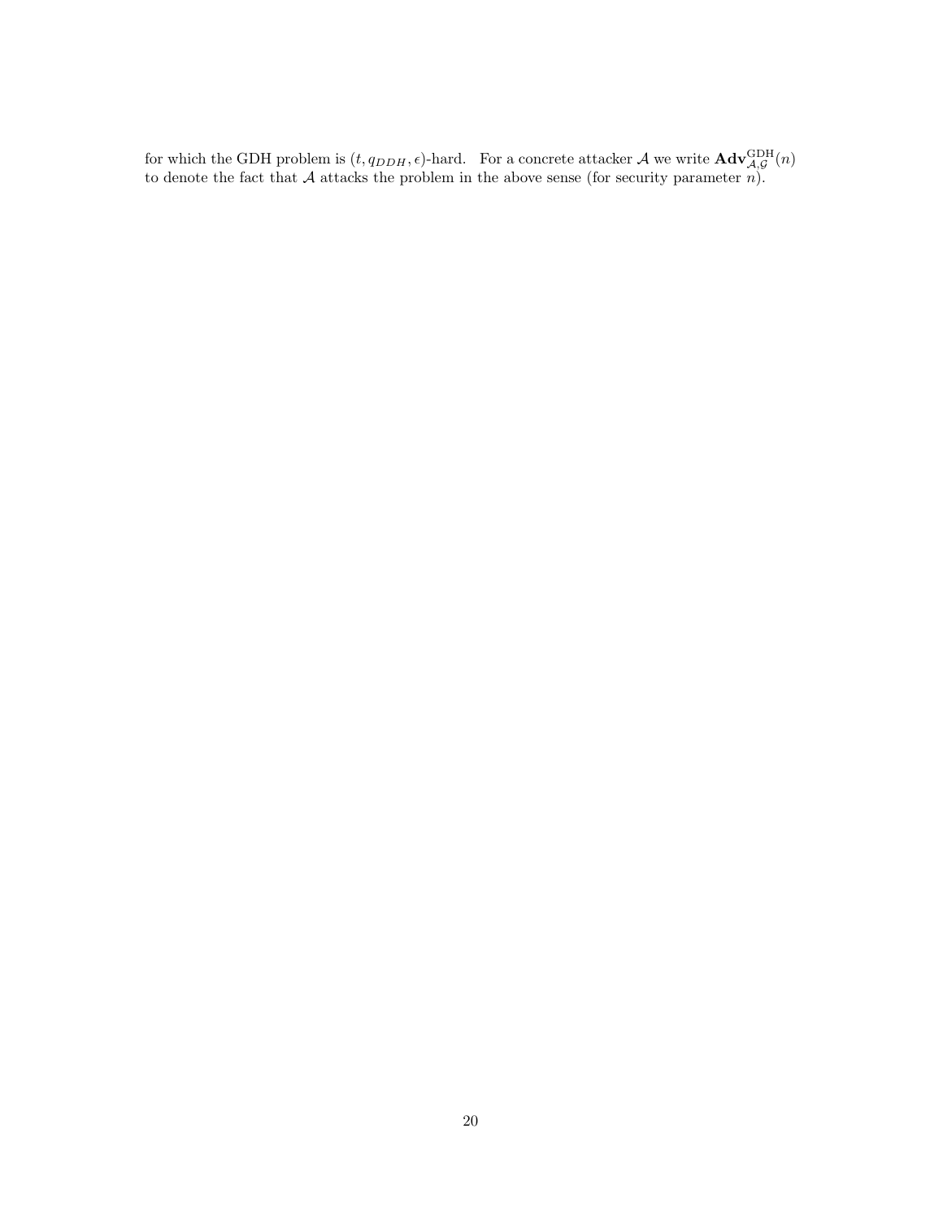for which the GDH problem is $(t, q_{DDH}, \epsilon)$-hard. For a concrete attacker $\mathcal{A}$ we write $\mathbf{Adv}^{\mathrm{GDH}}_{\mathcal{A},\mathcal{G}}(n)$ to denote the fact that $\mathcal{A}$ attacks the problem in the above sense (for security parameter $n$).